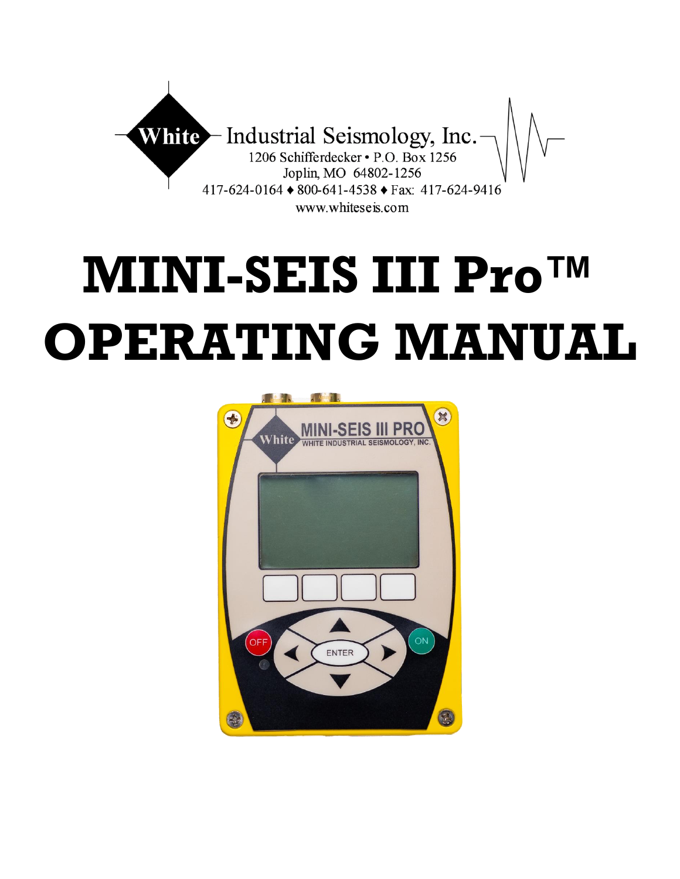White Industrial Seismology, Inc.

1206 Schifferdecker • P.O. Box 1256

Joplin, MO 64802-1256

417-624-0164 ♦ 800-641-4538 ♦ Fax: 417-624-9416

www.whiteseis.com

# MINI-SEIS III Pro™ OPERATING MANUAL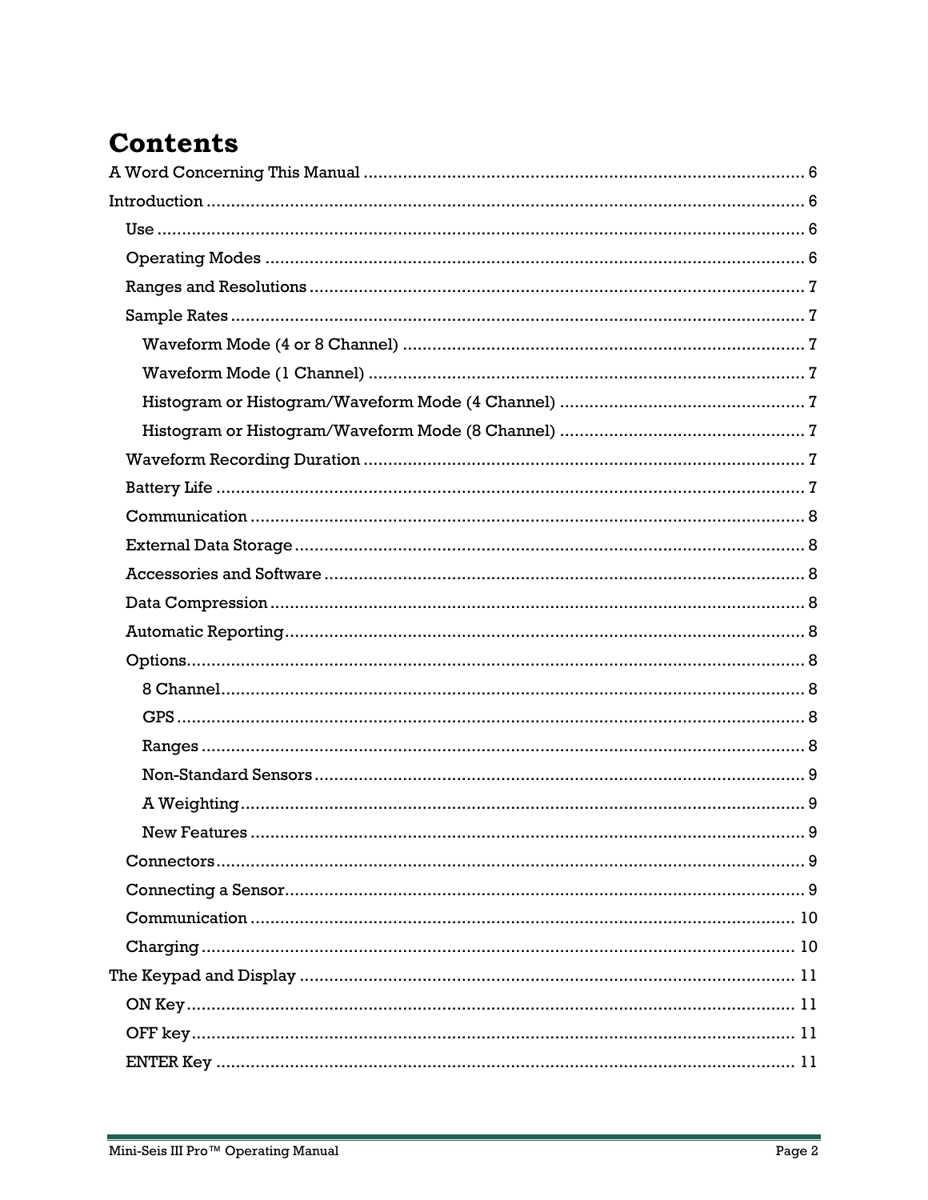# Contents

A Word Concerning This Manual ........................................................................................ 6

Introduction ........................................................................................................................ 6

- Use .................................................................................................................................. 6
- Operating Modes ........................................................................................................... 6
- Ranges and Resolutions ................................................................................................. 7
- Sample Rates .................................................................................................................. 7
  - Waveform Mode (4 or 8 Channel) ................................................................................ 7
  - Waveform Mode (1 Channel) ....................................................................................... 7
  - Histogram or Histogram/Waveform Mode (4 Channel) ................................................ 7
  - Histogram or Histogram/Waveform Mode (8 Channel) ................................................ 7
- Waveform Recording Duration ...................................................................................... 7
- Battery Life ..................................................................................................................... 7
- Communication .............................................................................................................. 8
- External Data Storage .................................................................................................... 8
- Accessories and Software ............................................................................................... 8
- Data Compression .......................................................................................................... 8
- Automatic Reporting ....................................................................................................... 8
- Options ........................................................................................................................... 8
  - 8 Channel ..................................................................................................................... 8
  - GPS .............................................................................................................................. 8
  - Ranges .......................................................................................................................... 8
  - Non-Standard Sensors .................................................................................................. 9
  - A Weighting .................................................................................................................. 9
  - New Features ................................................................................................................ 9
- Connectors ...................................................................................................................... 9
- Connecting a Sensor ........................................................................................................ 9
- Communication .............................................................................................................. 10
- Charging ......................................................................................................................... 10

The Keypad and Display ..................................................................................................... 11

- ON Key ........................................................................................................................... 11
- OFF key .......................................................................................................................... 11
- ENTER Key ..................................................................................................................... 11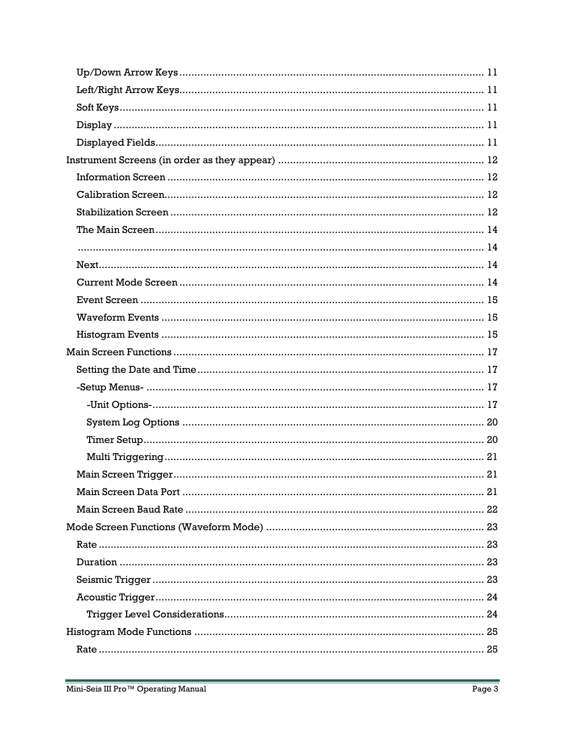- Up/Down Arrow Keys ........ 11
- Left/Right Arrow Keys ........ 11
- Soft Keys ........ 11
- Display ........ 11
- Displayed Fields ........ 11

Instrument Screens (in order as they appear) ........ 12

- Information Screen ........ 12
- Calibration Screen ........ 12
- Stabilization Screen ........ 12
- The Main Screen ........ 14
- ........ 14
- Next ........ 14
- Current Mode Screen ........ 14
- Event Screen ........ 15
- Waveform Events ........ 15
- Histogram Events ........ 15

Main Screen Functions ........ 17

- Setting the Date and Time ........ 17
- -Setup Menus- ........ 17
  - -Unit Options- ........ 17
  - System Log Options ........ 20
  - Timer Setup ........ 20
  - Multi Triggering ........ 21
- Main Screen Trigger ........ 21
- Main Screen Data Port ........ 21
- Main Screen Baud Rate ........ 22

Mode Screen Functions (Waveform Mode) ........ 23

- Rate ........ 23
- Duration ........ 23
- Seismic Trigger ........ 23
- Acoustic Trigger ........ 24
  - Trigger Level Considerations ........ 24

Histogram Mode Functions ........ 25

- Rate ........ 25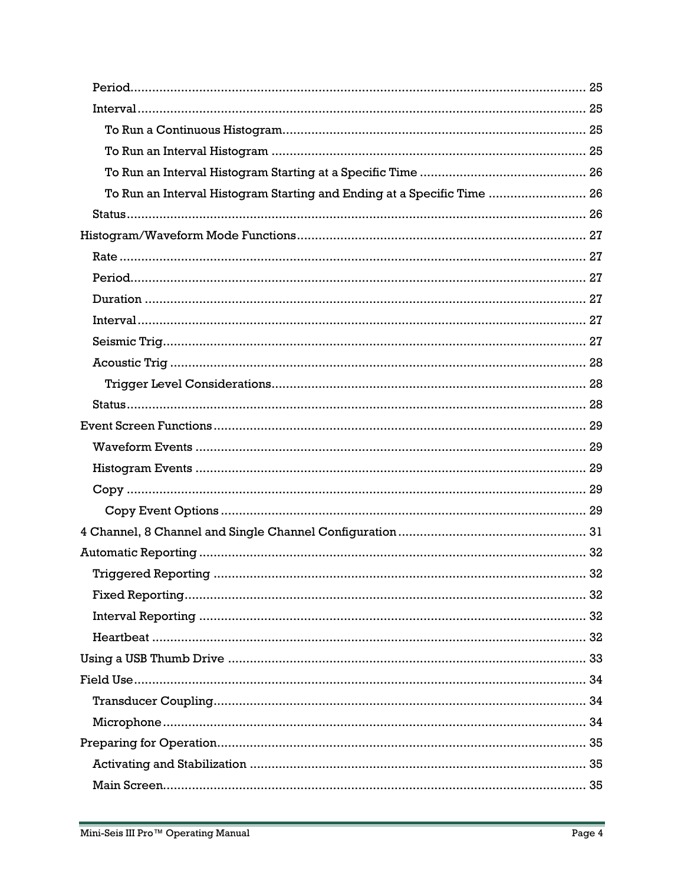Period ........................................................................................................................ 25

Interval ...................................................................................................................... 25

To Run a Continuous Histogram ................................................................................ 25

To Run an Interval Histogram .................................................................................. 25

To Run an Interval Histogram Starting at a Specific Time ......................................... 26

To Run an Interval Histogram Starting and Ending at a Specific Time ....................... 26

Status ......................................................................................................................... 26

Histogram/Waveform Mode Functions ............................................................................ 27

Rate ........................................................................................................................... 27

Period ........................................................................................................................ 27

Duration .................................................................................................................... 27

Interval ...................................................................................................................... 27

Seismic Trig ............................................................................................................... 27

Acoustic Trig ............................................................................................................. 28

Trigger Level Considerations ...................................................................................... 28

Status ......................................................................................................................... 28

Event Screen Functions .................................................................................................. 29

Waveform Events ....................................................................................................... 29

Histogram Events ....................................................................................................... 29

Copy .......................................................................................................................... 29

Copy Event Options ................................................................................................... 29

4 Channel, 8 Channel and Single Channel Configuration ................................................. 31

Automatic Reporting ...................................................................................................... 32

Triggered Reporting ................................................................................................... 32

Fixed Reporting .......................................................................................................... 32

Interval Reporting ...................................................................................................... 32

Heartbeat ................................................................................................................... 32

Using a USB Thumb Drive .............................................................................................. 33

Field Use ........................................................................................................................ 34

Transducer Coupling .................................................................................................. 34

Microphone ................................................................................................................ 34

Preparing for Operation .................................................................................................. 35

Activating and Stabilization ........................................................................................ 35

Main Screen ................................................................................................................ 35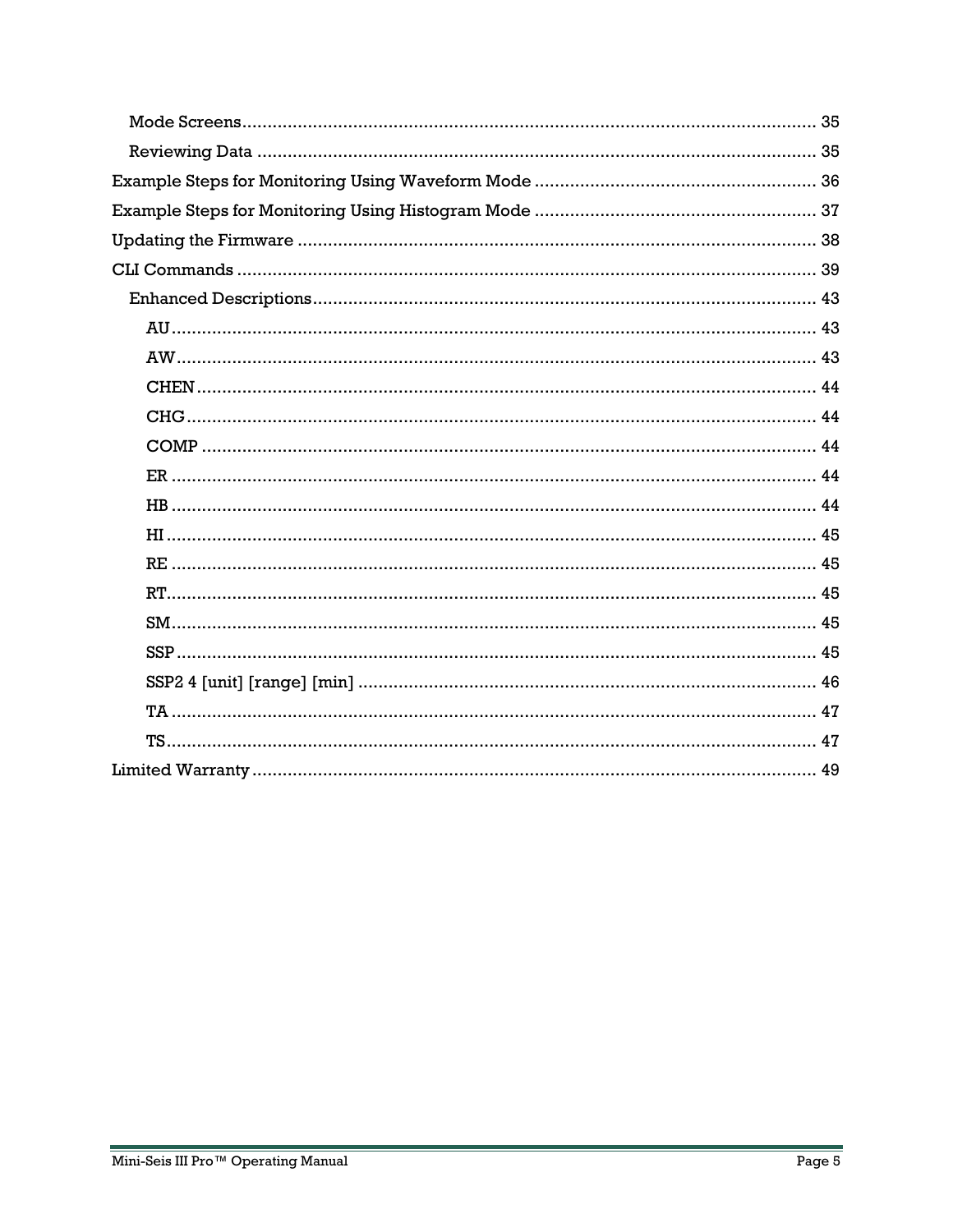- Mode Screens ........................................................ 35
- Reviewing Data ........................................................ 35

Example Steps for Monitoring Using Waveform Mode ........................................................ 36

Example Steps for Monitoring Using Histogram Mode ........................................................ 37

Updating the Firmware ........................................................ 38

CLI Commands ........................................................ 39

- Enhanced Descriptions ........................................................ 43
  - AU ........................................................ 43
  - AW ........................................................ 43
  - CHEN ........................................................ 44
  - CHG ........................................................ 44
  - COMP ........................................................ 44
  - ER ........................................................ 44
  - HB ........................................................ 44
  - HI ........................................................ 45
  - RE ........................................................ 45
  - RT ........................................................ 45
  - SM ........................................................ 45
  - SSP ........................................................ 45
  - SSP2 4 [unit] [range] [min] ........................................................ 46
  - TA ........................................................ 47
  - TS ........................................................ 47

Limited Warranty ........................................................ 49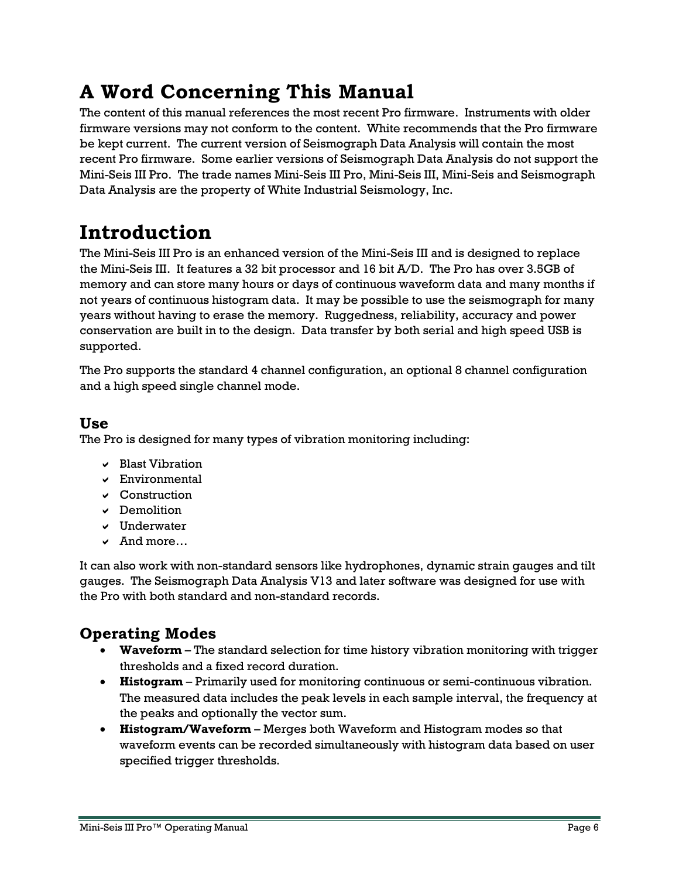# A Word Concerning This Manual

The content of this manual references the most recent Pro firmware. Instruments with older firmware versions may not conform to the content. White recommends that the Pro firmware be kept current. The current version of Seismograph Data Analysis will contain the most recent Pro firmware. Some earlier versions of Seismograph Data Analysis do not support the Mini-Seis III Pro. The trade names Mini-Seis III Pro, Mini-Seis III, Mini-Seis and Seismograph Data Analysis are the property of White Industrial Seismology, Inc.

# Introduction

The Mini-Seis III Pro is an enhanced version of the Mini-Seis III and is designed to replace the Mini-Seis III. It features a 32 bit processor and 16 bit A/D. The Pro has over 3.5GB of memory and can store many hours or days of continuous waveform data and many months if not years of continuous histogram data. It may be possible to use the seismograph for many years without having to erase the memory. Ruggedness, reliability, accuracy and power conservation are built in to the design. Data transfer by both serial and high speed USB is supported.

The Pro supports the standard 4 channel configuration, an optional 8 channel configuration and a high speed single channel mode.

## Use

The Pro is designed for many types of vibration monitoring including:

- ✔ Blast Vibration
- ✔ Environmental
- ✔ Construction
- ✔ Demolition
- ✔ Underwater
- ✔ And more…

It can also work with non-standard sensors like hydrophones, dynamic strain gauges and tilt gauges. The Seismograph Data Analysis V13 and later software was designed for use with the Pro with both standard and non-standard records.

## Operating Modes

- **Waveform** – The standard selection for time history vibration monitoring with trigger thresholds and a fixed record duration.
- **Histogram** – Primarily used for monitoring continuous or semi-continuous vibration. The measured data includes the peak levels in each sample interval, the frequency at the peaks and optionally the vector sum.
- **Histogram/Waveform** – Merges both Waveform and Histogram modes so that waveform events can be recorded simultaneously with histogram data based on user specified trigger thresholds.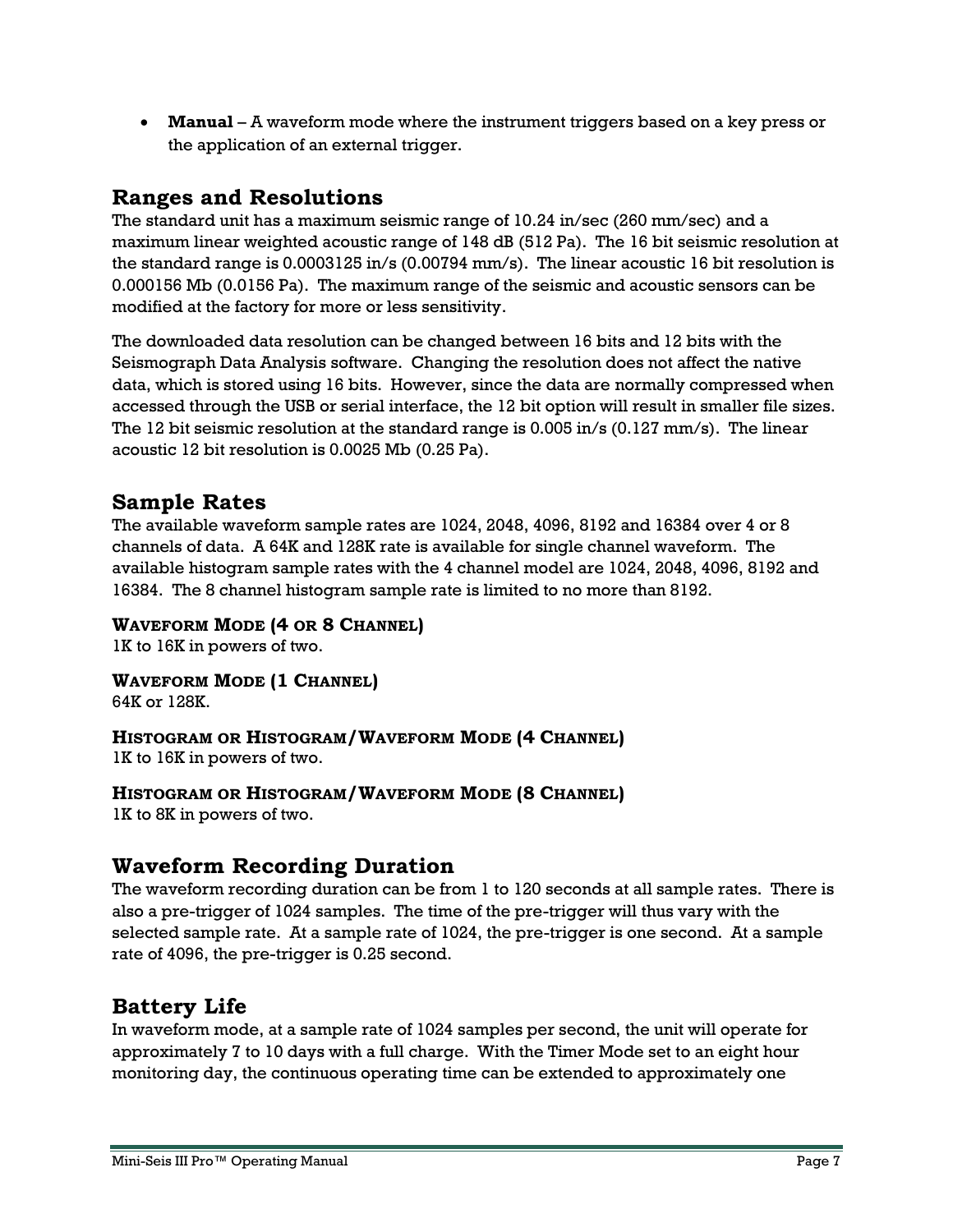- **Manual** – A waveform mode where the instrument triggers based on a key press or the application of an external trigger.

## Ranges and Resolutions

The standard unit has a maximum seismic range of 10.24 in/sec (260 mm/sec) and a maximum linear weighted acoustic range of 148 dB (512 Pa). The 16 bit seismic resolution at the standard range is 0.0003125 in/s (0.00794 mm/s). The linear acoustic 16 bit resolution is 0.000156 Mb (0.0156 Pa). The maximum range of the seismic and acoustic sensors can be modified at the factory for more or less sensitivity.

The downloaded data resolution can be changed between 16 bits and 12 bits with the Seismograph Data Analysis software. Changing the resolution does not affect the native data, which is stored using 16 bits. However, since the data are normally compressed when accessed through the USB or serial interface, the 12 bit option will result in smaller file sizes. The 12 bit seismic resolution at the standard range is 0.005 in/s (0.127 mm/s). The linear acoustic 12 bit resolution is 0.0025 Mb (0.25 Pa).

## Sample Rates

The available waveform sample rates are 1024, 2048, 4096, 8192 and 16384 over 4 or 8 channels of data. A 64K and 128K rate is available for single channel waveform. The available histogram sample rates with the 4 channel model are 1024, 2048, 4096, 8192 and 16384. The 8 channel histogram sample rate is limited to no more than 8192.

### Waveform Mode (4 or 8 Channel)

1K to 16K in powers of two.

### Waveform Mode (1 Channel)

64K or 128K.

### Histogram or Histogram/Waveform Mode (4 Channel)

1K to 16K in powers of two.

### Histogram or Histogram/Waveform Mode (8 Channel)

1K to 8K in powers of two.

## Waveform Recording Duration

The waveform recording duration can be from 1 to 120 seconds at all sample rates. There is also a pre-trigger of 1024 samples. The time of the pre-trigger will thus vary with the selected sample rate. At a sample rate of 1024, the pre-trigger is one second. At a sample rate of 4096, the pre-trigger is 0.25 second.

## Battery Life

In waveform mode, at a sample rate of 1024 samples per second, the unit will operate for approximately 7 to 10 days with a full charge. With the Timer Mode set to an eight hour monitoring day, the continuous operating time can be extended to approximately one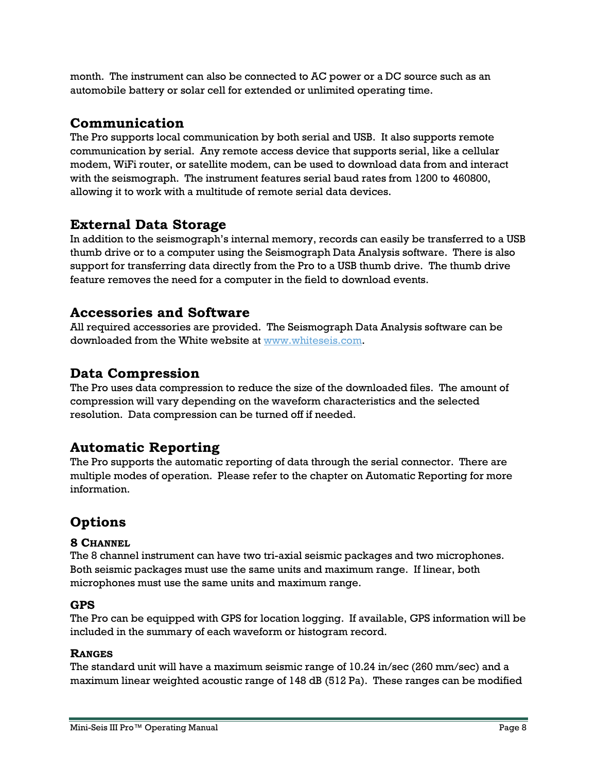month. The instrument can also be connected to AC power or a DC source such as an automobile battery or solar cell for extended or unlimited operating time.

## Communication

The Pro supports local communication by both serial and USB. It also supports remote communication by serial. Any remote access device that supports serial, like a cellular modem, WiFi router, or satellite modem, can be used to download data from and interact with the seismograph. The instrument features serial baud rates from 1200 to 460800, allowing it to work with a multitude of remote serial data devices.

## External Data Storage

In addition to the seismograph's internal memory, records can easily be transferred to a USB thumb drive or to a computer using the Seismograph Data Analysis software. There is also support for transferring data directly from the Pro to a USB thumb drive. The thumb drive feature removes the need for a computer in the field to download events.

## Accessories and Software

All required accessories are provided. The Seismograph Data Analysis software can be downloaded from the White website at www.whiteseis.com.

## Data Compression

The Pro uses data compression to reduce the size of the downloaded files. The amount of compression will vary depending on the waveform characteristics and the selected resolution. Data compression can be turned off if needed.

## Automatic Reporting

The Pro supports the automatic reporting of data through the serial connector. There are multiple modes of operation. Please refer to the chapter on Automatic Reporting for more information.

## Options

### 8 Channel

The 8 channel instrument can have two tri-axial seismic packages and two microphones. Both seismic packages must use the same units and maximum range. If linear, both microphones must use the same units and maximum range.

### GPS

The Pro can be equipped with GPS for location logging. If available, GPS information will be included in the summary of each waveform or histogram record.

### Ranges

The standard unit will have a maximum seismic range of 10.24 in/sec (260 mm/sec) and a maximum linear weighted acoustic range of 148 dB (512 Pa). These ranges can be modified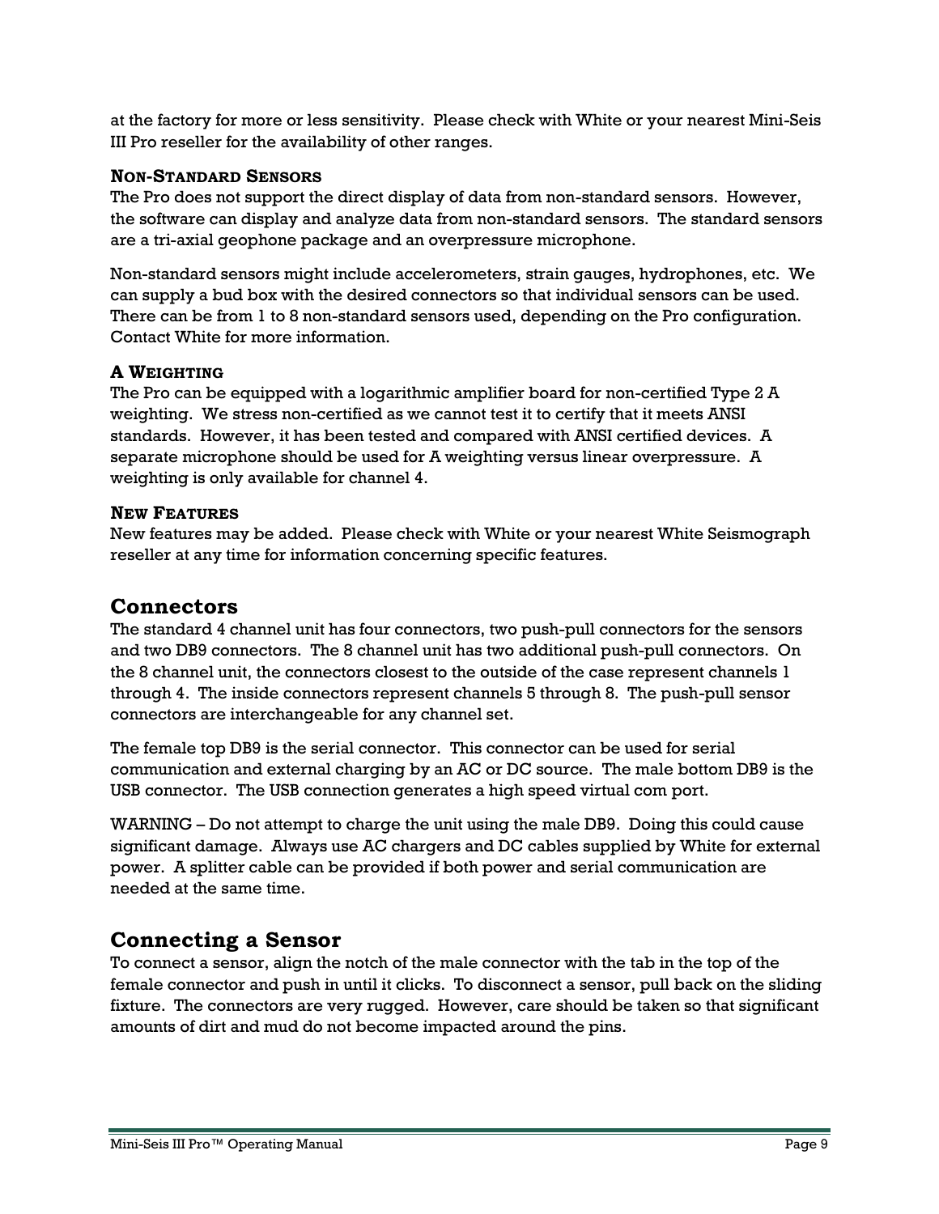at the factory for more or less sensitivity. Please check with White or your nearest Mini-Seis III Pro reseller for the availability of other ranges.

### Non-Standard Sensors

The Pro does not support the direct display of data from non-standard sensors. However, the software can display and analyze data from non-standard sensors. The standard sensors are a tri-axial geophone package and an overpressure microphone.

Non-standard sensors might include accelerometers, strain gauges, hydrophones, etc. We can supply a bud box with the desired connectors so that individual sensors can be used. There can be from 1 to 8 non-standard sensors used, depending on the Pro configuration. Contact White for more information.

### A Weighting

The Pro can be equipped with a logarithmic amplifier board for non-certified Type 2 A weighting. We stress non-certified as we cannot test it to certify that it meets ANSI standards. However, it has been tested and compared with ANSI certified devices. A separate microphone should be used for A weighting versus linear overpressure. A weighting is only available for channel 4.

### New Features

New features may be added. Please check with White or your nearest White Seismograph reseller at any time for information concerning specific features.

## Connectors

The standard 4 channel unit has four connectors, two push-pull connectors for the sensors and two DB9 connectors. The 8 channel unit has two additional push-pull connectors. On the 8 channel unit, the connectors closest to the outside of the case represent channels 1 through 4. The inside connectors represent channels 5 through 8. The push-pull sensor connectors are interchangeable for any channel set.

The female top DB9 is the serial connector. This connector can be used for serial communication and external charging by an AC or DC source. The male bottom DB9 is the USB connector. The USB connection generates a high speed virtual com port.

WARNING – Do not attempt to charge the unit using the male DB9. Doing this could cause significant damage. Always use AC chargers and DC cables supplied by White for external power. A splitter cable can be provided if both power and serial communication are needed at the same time.

## Connecting a Sensor

To connect a sensor, align the notch of the male connector with the tab in the top of the female connector and push in until it clicks. To disconnect a sensor, pull back on the sliding fixture. The connectors are very rugged. However, care should be taken so that significant amounts of dirt and mud do not become impacted around the pins.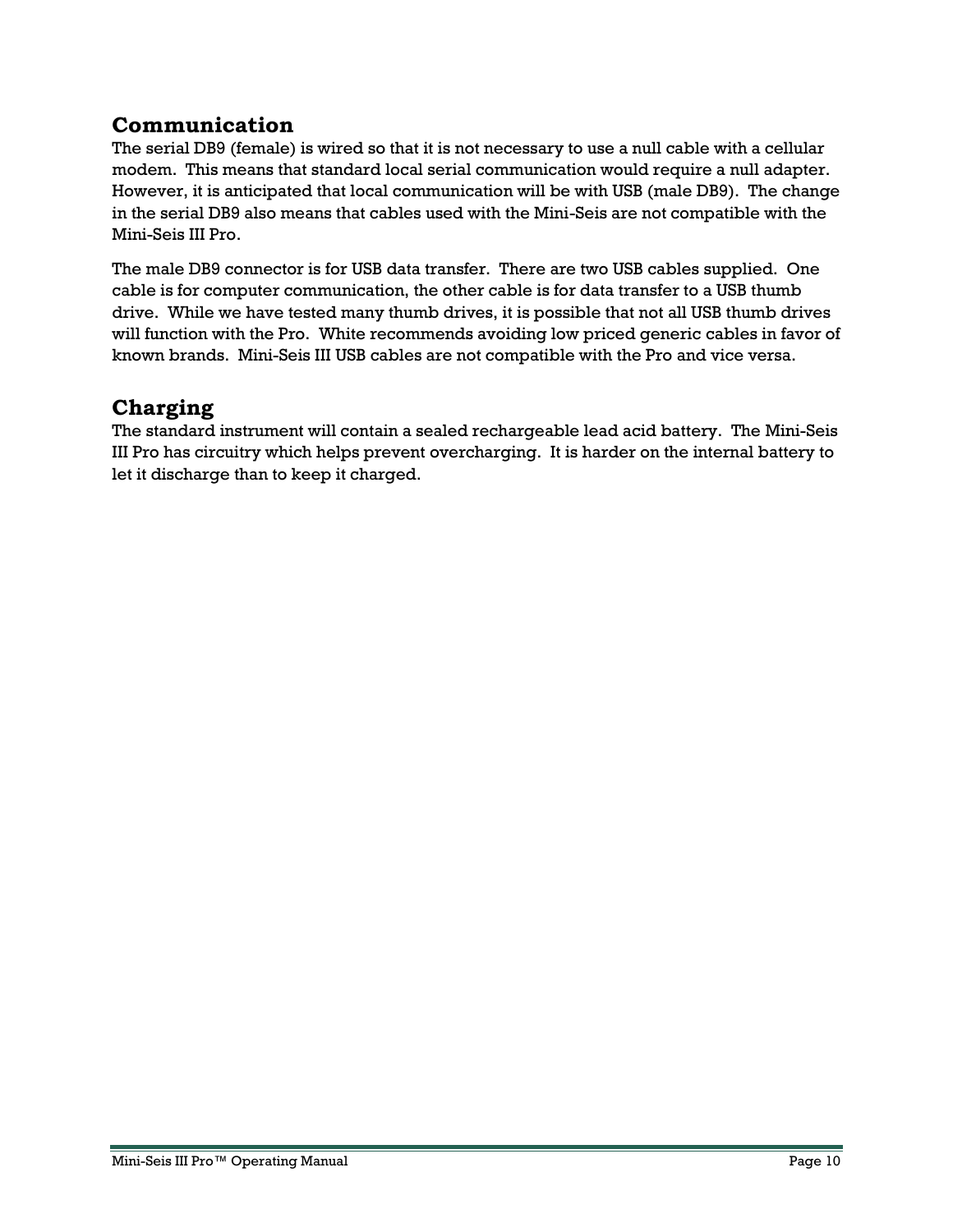## Communication

The serial DB9 (female) is wired so that it is not necessary to use a null cable with a cellular modem. This means that standard local serial communication would require a null adapter. However, it is anticipated that local communication will be with USB (male DB9). The change in the serial DB9 also means that cables used with the Mini-Seis are not compatible with the Mini-Seis III Pro.

The male DB9 connector is for USB data transfer. There are two USB cables supplied. One cable is for computer communication, the other cable is for data transfer to a USB thumb drive. While we have tested many thumb drives, it is possible that not all USB thumb drives will function with the Pro. White recommends avoiding low priced generic cables in favor of known brands. Mini-Seis III USB cables are not compatible with the Pro and vice versa.

## Charging

The standard instrument will contain a sealed rechargeable lead acid battery. The Mini-Seis III Pro has circuitry which helps prevent overcharging. It is harder on the internal battery to let it discharge than to keep it charged.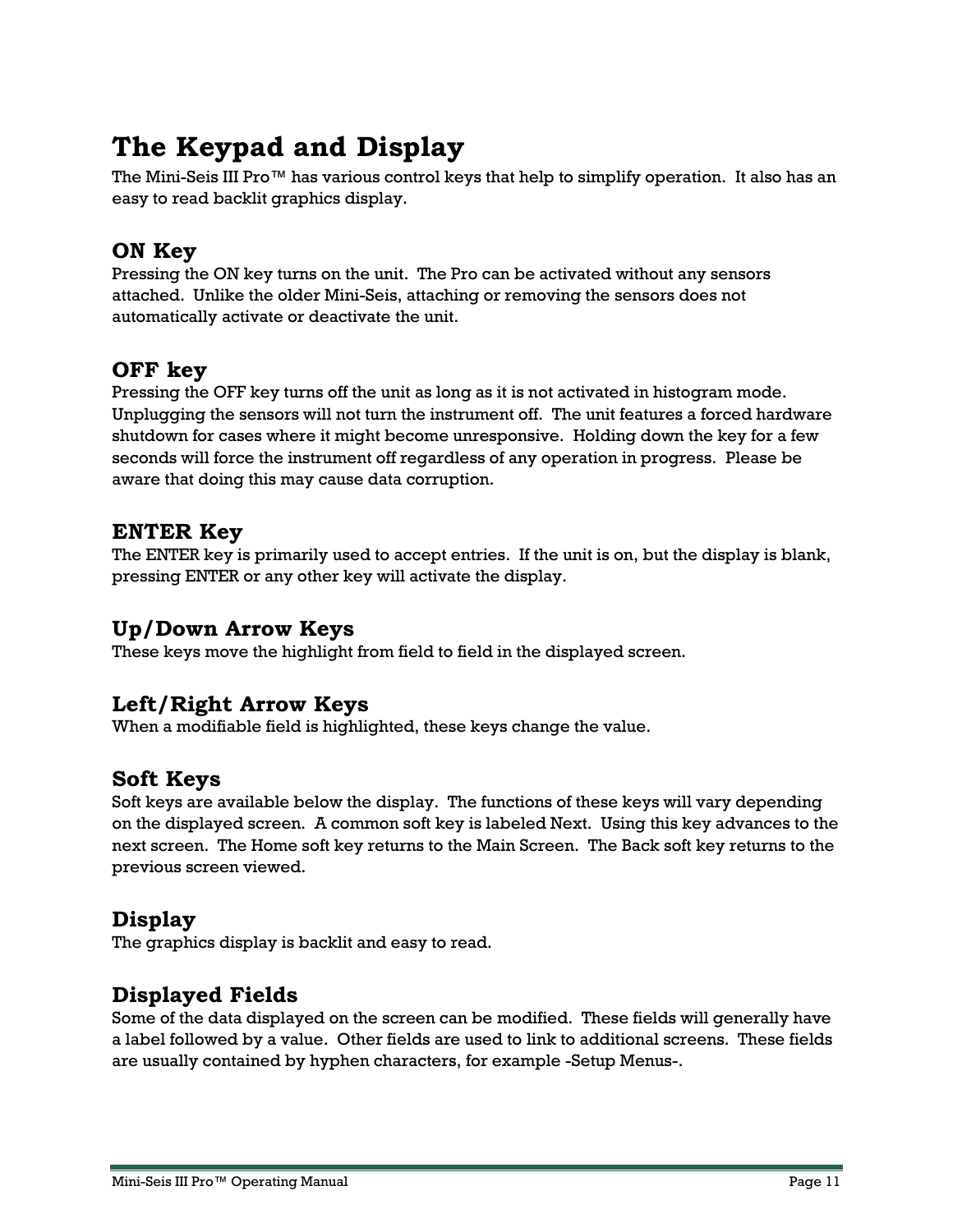# The Keypad and Display

The Mini-Seis III Pro™ has various control keys that help to simplify operation. It also has an easy to read backlit graphics display.

## ON Key

Pressing the ON key turns on the unit. The Pro can be activated without any sensors attached. Unlike the older Mini-Seis, attaching or removing the sensors does not automatically activate or deactivate the unit.

## OFF key

Pressing the OFF key turns off the unit as long as it is not activated in histogram mode. Unplugging the sensors will not turn the instrument off. The unit features a forced hardware shutdown for cases where it might become unresponsive. Holding down the key for a few seconds will force the instrument off regardless of any operation in progress. Please be aware that doing this may cause data corruption.

## ENTER Key

The ENTER key is primarily used to accept entries. If the unit is on, but the display is blank, pressing ENTER or any other key will activate the display.

## Up/Down Arrow Keys

These keys move the highlight from field to field in the displayed screen.

## Left/Right Arrow Keys

When a modifiable field is highlighted, these keys change the value.

## Soft Keys

Soft keys are available below the display. The functions of these keys will vary depending on the displayed screen. A common soft key is labeled Next. Using this key advances to the next screen. The Home soft key returns to the Main Screen. The Back soft key returns to the previous screen viewed.

## Display

The graphics display is backlit and easy to read.

## Displayed Fields

Some of the data displayed on the screen can be modified. These fields will generally have a label followed by a value. Other fields are used to link to additional screens. These fields are usually contained by hyphen characters, for example -Setup Menus-.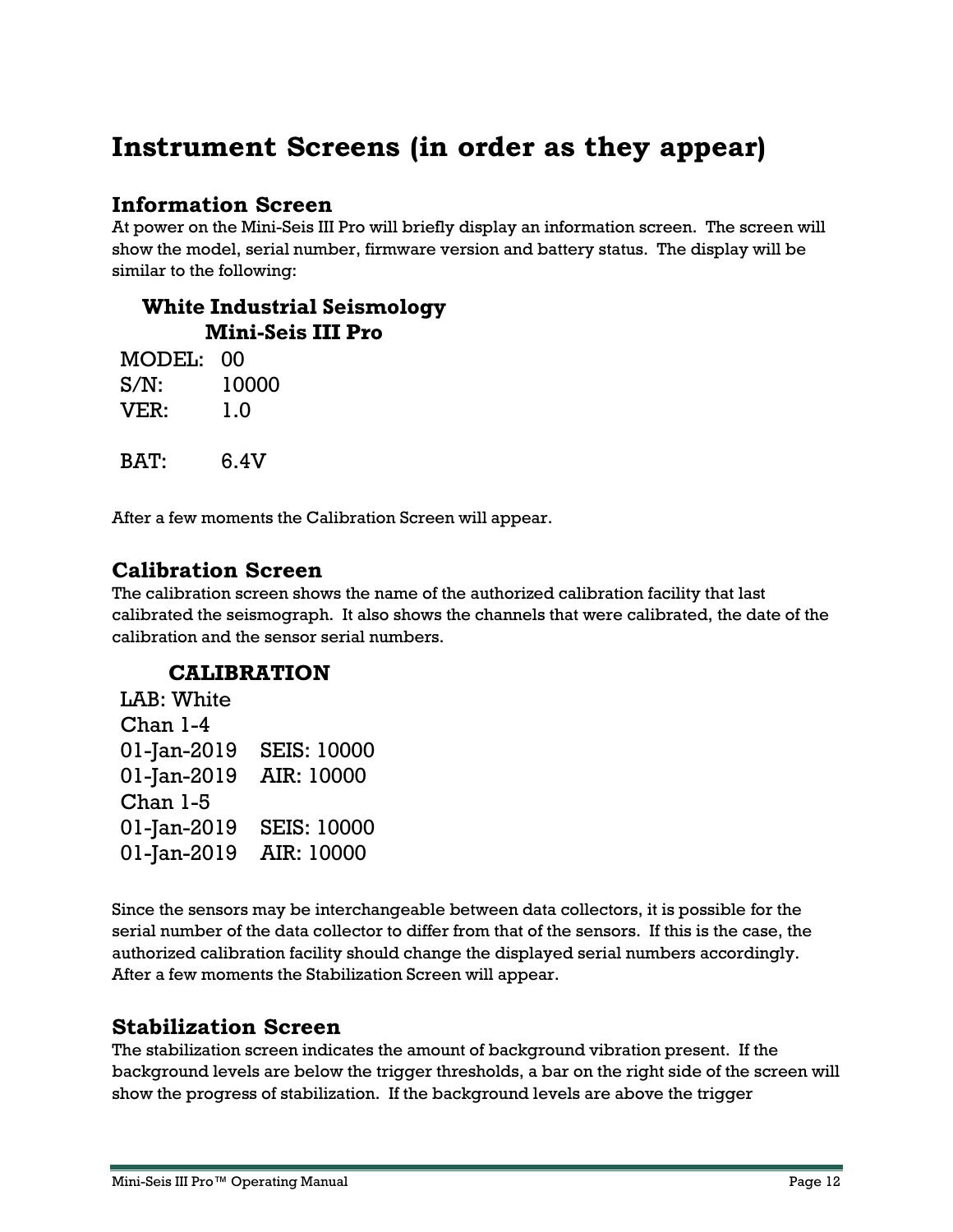# Instrument Screens (in order as they appear)

## Information Screen

At power on the Mini-Seis III Pro will briefly display an information screen. The screen will show the model, serial number, firmware version and battery status. The display will be similar to the following:

**White Industrial Seismology**
**Mini-Seis III Pro**

| | |
|---|---|
| MODEL: | 00 |
| S/N: | 10000 |
| VER: | 1.0 |
| | |
| BAT: | 6.4V |

After a few moments the Calibration Screen will appear.

## Calibration Screen

The calibration screen shows the name of the authorized calibration facility that last calibrated the seismograph. It also shows the channels that were calibrated, the date of the calibration and the sensor serial numbers.

**CALIBRATION**

| | |
|---|---|
| LAB: White | |
| Chan 1-4 | |
| 01-Jan-2019 | SEIS: 10000 |
| 01-Jan-2019 | AIR: 10000 |
| Chan 1-5 | |
| 01-Jan-2019 | SEIS: 10000 |
| 01-Jan-2019 | AIR: 10000 |

Since the sensors may be interchangeable between data collectors, it is possible for the serial number of the data collector to differ from that of the sensors. If this is the case, the authorized calibration facility should change the displayed serial numbers accordingly. After a few moments the Stabilization Screen will appear.

## Stabilization Screen

The stabilization screen indicates the amount of background vibration present. If the background levels are below the trigger thresholds, a bar on the right side of the screen will show the progress of stabilization. If the background levels are above the trigger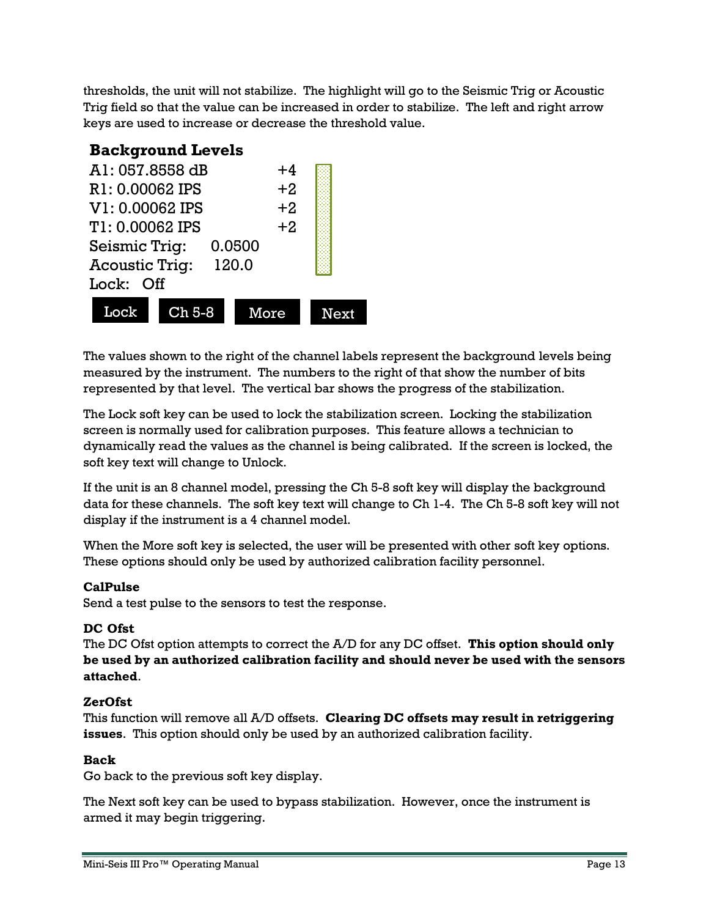thresholds, the unit will not stabilize. The highlight will go to the Seismic Trig or Acoustic Trig field so that the value can be increased in order to stabilize. The left and right arrow keys are used to increase or decrease the threshold value.

**Background Levels**

A1: 057.8558 dB +4

R1: 0.00062 IPS +2

V1: 0.00062 IPS +2

T1: 0.00062 IPS +2

Seismic Trig: 0.0500

Acoustic Trig: 120.0

Lock: Off

Lock | Ch 5-8 | More | Next

The values shown to the right of the channel labels represent the background levels being measured by the instrument. The numbers to the right of that show the number of bits represented by that level. The vertical bar shows the progress of the stabilization.

The Lock soft key can be used to lock the stabilization screen. Locking the stabilization screen is normally used for calibration purposes. This feature allows a technician to dynamically read the values as the channel is being calibrated. If the screen is locked, the soft key text will change to Unlock.

If the unit is an 8 channel model, pressing the Ch 5-8 soft key will display the background data for these channels. The soft key text will change to Ch 1-4. The Ch 5-8 soft key will not display if the instrument is a 4 channel model.

When the More soft key is selected, the user will be presented with other soft key options. These options should only be used by authorized calibration facility personnel.

**CalPulse**
Send a test pulse to the sensors to test the response.

**DC Ofst**
The DC Ofst option attempts to correct the A/D for any DC offset. **This option should only be used by an authorized calibration facility and should never be used with the sensors attached**.

**ZerOfst**
This function will remove all A/D offsets. **Clearing DC offsets may result in retriggering issues**. This option should only be used by an authorized calibration facility.

**Back**
Go back to the previous soft key display.

The Next soft key can be used to bypass stabilization. However, once the instrument is armed it may begin triggering.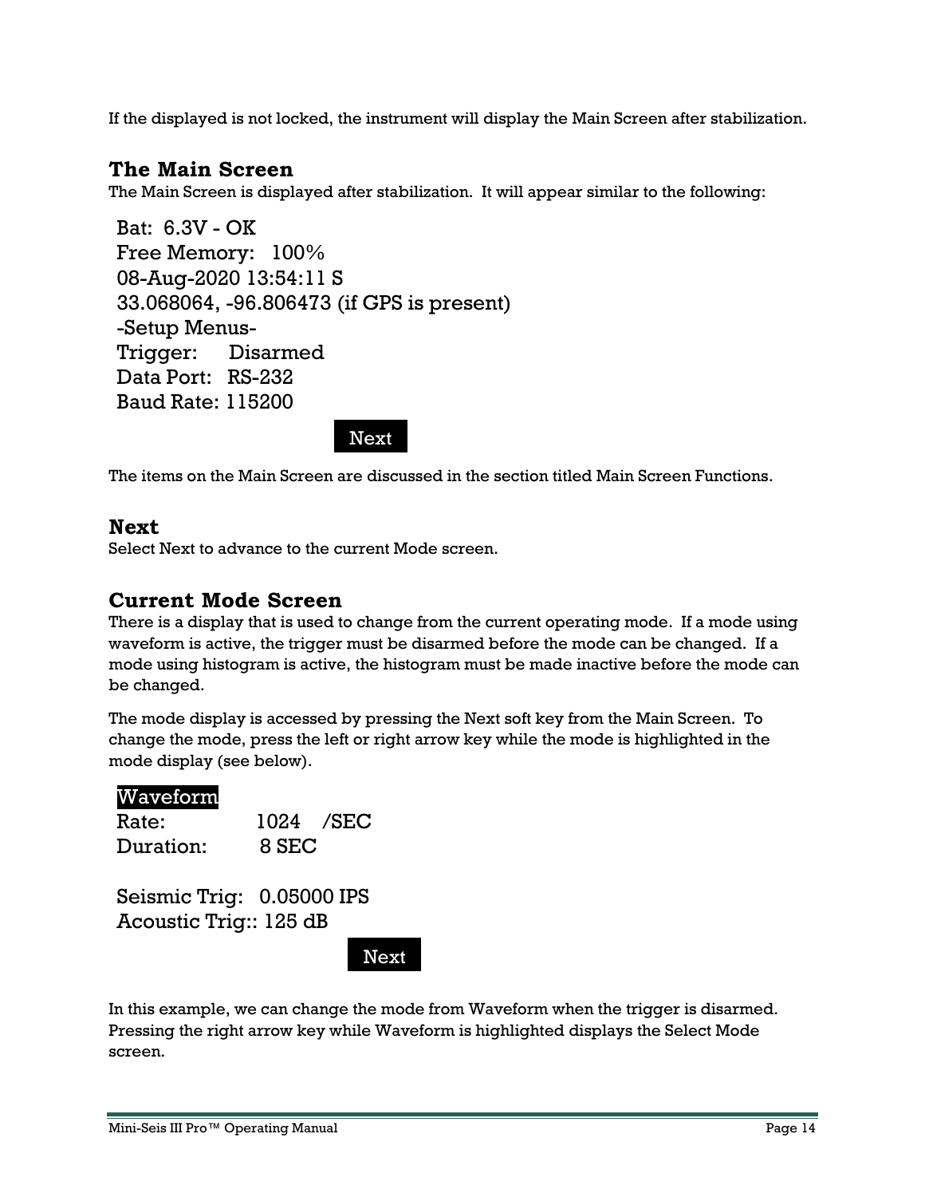If the displayed is not locked, the instrument will display the Main Screen after stabilization.

## The Main Screen

The Main Screen is displayed after stabilization. It will appear similar to the following:

```
Bat:  6.3V - OK
Free Memory:   100%
08-Aug-2020 13:54:11 S
33.068064, -96.806473 (if GPS is present)
-Setup Menus-
Trigger:     Disarmed
Data Port:   RS-232
Baud Rate: 115200
                         Next
```

The items on the Main Screen are discussed in the section titled Main Screen Functions.

## Next

Select Next to advance to the current Mode screen.

## Current Mode Screen

There is a display that is used to change from the current operating mode. If a mode using waveform is active, the trigger must be disarmed before the mode can be changed. If a mode using histogram is active, the histogram must be made inactive before the mode can be changed.

The mode display is accessed by pressing the Next soft key from the Main Screen. To change the mode, press the left or right arrow key while the mode is highlighted in the mode display (see below).

```
Waveform
Rate:           1024   /SEC
Duration:        8 SEC

Seismic Trig:   0.05000 IPS
Acoustic Trig:: 125 dB
                          Next
```

In this example, we can change the mode from Waveform when the trigger is disarmed. Pressing the right arrow key while Waveform is highlighted displays the Select Mode screen.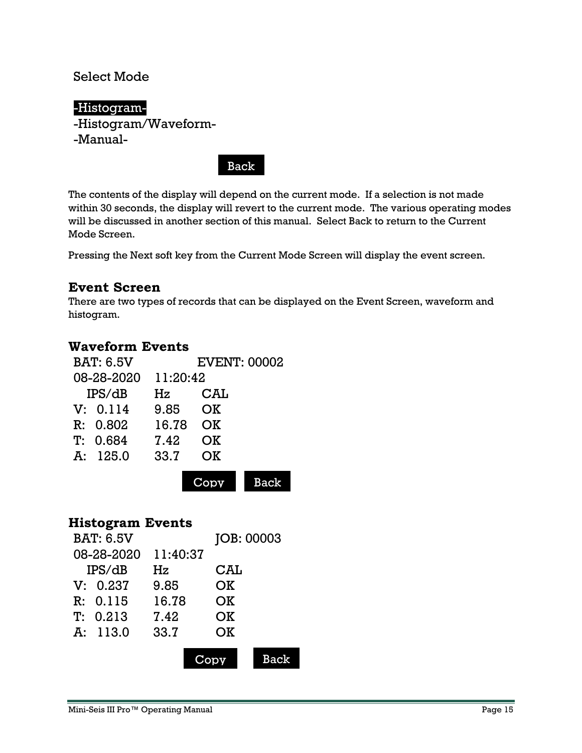Select Mode

-Histogram-
-Histogram/Waveform-
-Manual-

Back

The contents of the display will depend on the current mode. If a selection is not made within 30 seconds, the display will revert to the current mode. The various operating modes will be discussed in another section of this manual. Select Back to return to the Current Mode Screen.

Pressing the Next soft key from the Current Mode Screen will display the event screen.

## Event Screen

There are two types of records that can be displayed on the Event Screen, waveform and histogram.

### Waveform Events

```
BAT: 6.5V            EVENT: 00002
08-28-2020   11:20:42
  IPS/dB      Hz      CAL
V:  0.114     9.85    OK
R:  0.802     16.78   OK
T:  0.684     7.42    OK
A:  125.0     33.7    OK
                 Copy   Back
```

### Histogram Events

```
BAT: 6.5V            JOB: 00003
08-28-2020   11:40:37
  IPS/dB      Hz       CAL
V:  0.237     9.85     OK
R:  0.115     16.78    OK
T:  0.213     7.42     OK
A:  113.0     33.7     OK
                 Copy    Back
```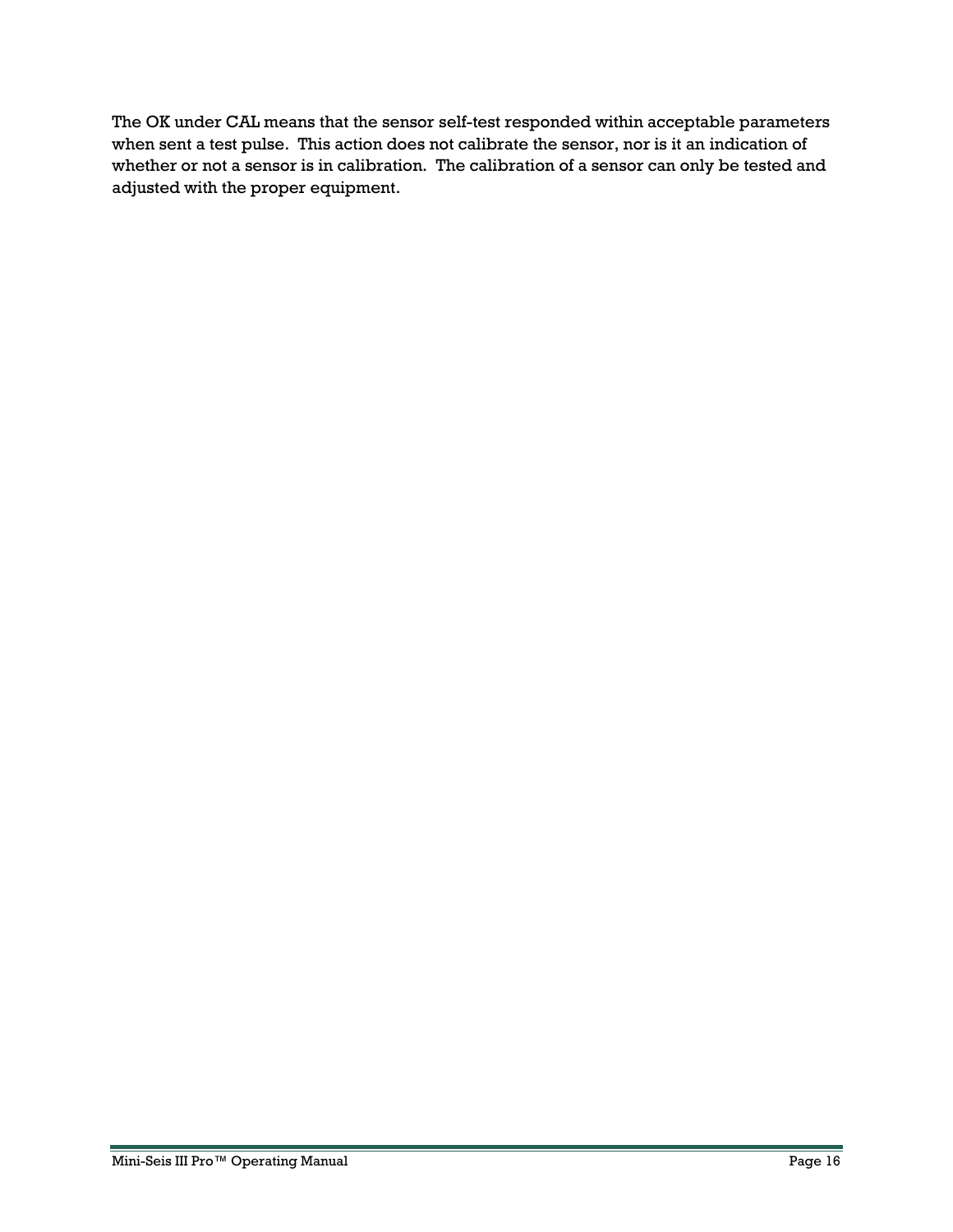The OK under CAL means that the sensor self-test responded within acceptable parameters when sent a test pulse.  This action does not calibrate the sensor, nor is it an indication of whether or not a sensor is in calibration.  The calibration of a sensor can only be tested and adjusted with the proper equipment.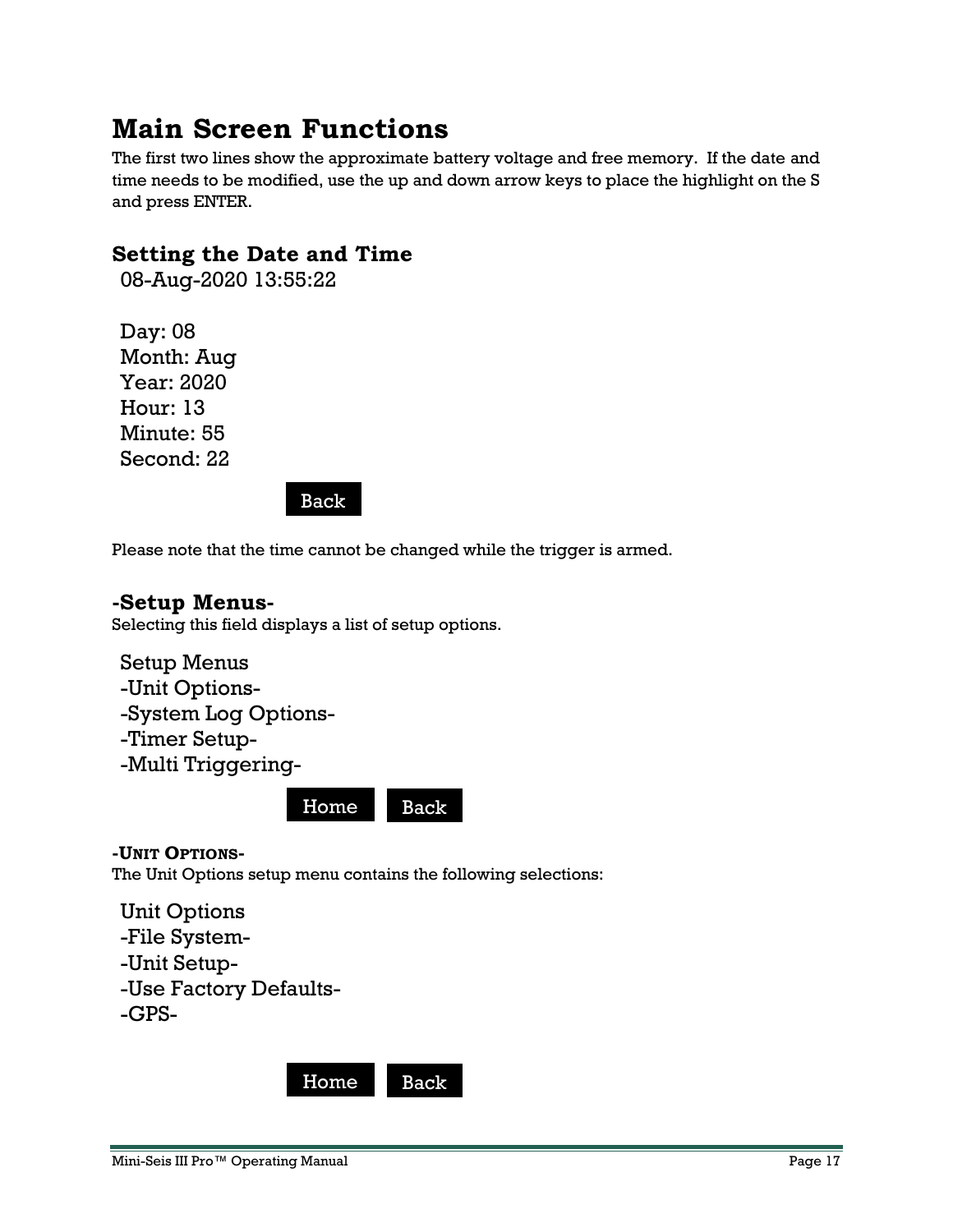# Main Screen Functions

The first two lines show the approximate battery voltage and free memory. If the date and time needs to be modified, use the up and down arrow keys to place the highlight on the S and press ENTER.

## Setting the Date and Time

08-Aug-2020 13:55:22

Day: 08
Month: Aug
Year: 2020
Hour: 13
Minute: 55
Second: 22

Back

Please note that the time cannot be changed while the trigger is armed.

## -Setup Menus-

Selecting this field displays a list of setup options.

Setup Menus
-Unit Options-
-System Log Options-
-Timer Setup-
-Multi Triggering-

Home Back

### -UNIT OPTIONS-

The Unit Options setup menu contains the following selections:

Unit Options
-File System-
-Unit Setup-
-Use Factory Defaults-
-GPS-

Home Back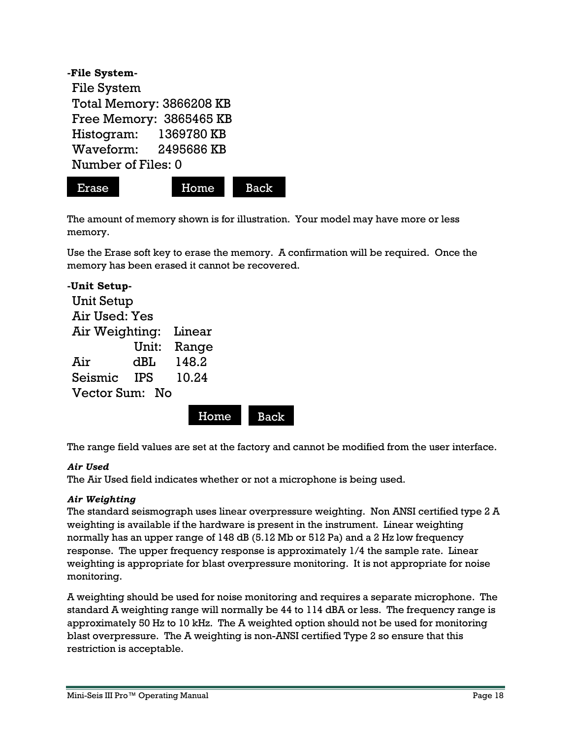**-File System-**

File System
Total Memory: 3866208 KB
Free Memory: 3865465 KB
Histogram: 1369780 KB
Waveform: 2495686 KB
Number of Files: 0

Erase Home Back

The amount of memory shown is for illustration. Your model may have more or less memory.

Use the Erase soft key to erase the memory. A confirmation will be required. Once the memory has been erased it cannot be recovered.

**-Unit Setup-**

Unit Setup
Air Used: Yes
Air Weighting: Linear

| | Unit: | Range |
|---|---|---|
| Air | dBL | 148.2 |
| Seismic | IPS | 10.24 |

Vector Sum: No

Home Back

The range field values are set at the factory and cannot be modified from the user interface.

***Air Used***

The Air Used field indicates whether or not a microphone is being used.

***Air Weighting***

The standard seismograph uses linear overpressure weighting. Non ANSI certified type 2 A weighting is available if the hardware is present in the instrument. Linear weighting normally has an upper range of 148 dB (5.12 Mb or 512 Pa) and a 2 Hz low frequency response. The upper frequency response is approximately 1/4 the sample rate. Linear weighting is appropriate for blast overpressure monitoring. It is not appropriate for noise monitoring.

A weighting should be used for noise monitoring and requires a separate microphone. The standard A weighting range will normally be 44 to 114 dBA or less. The frequency range is approximately 50 Hz to 10 kHz. The A weighted option should not be used for monitoring blast overpressure. The A weighting is non-ANSI certified Type 2 so ensure that this restriction is acceptable.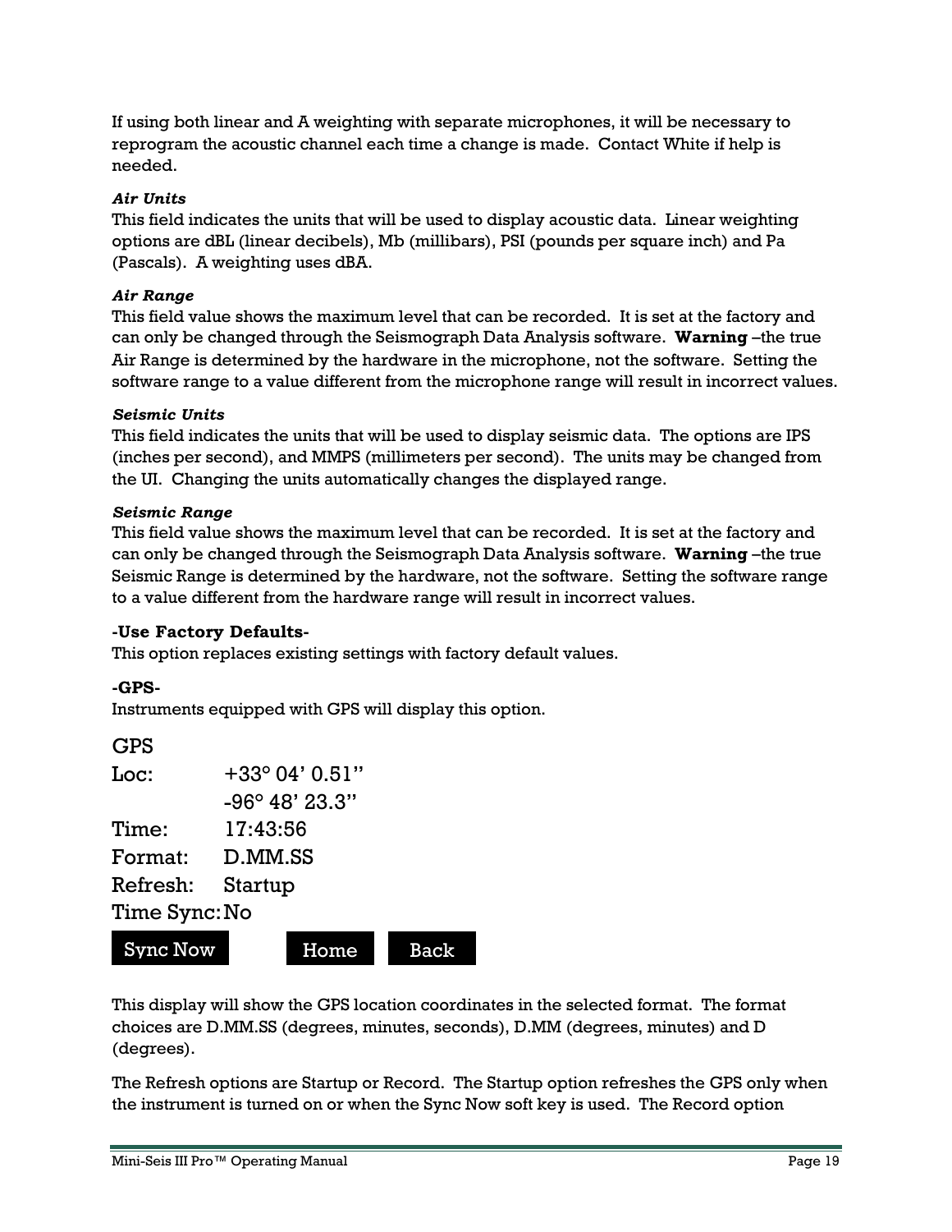If using both linear and A weighting with separate microphones, it will be necessary to reprogram the acoustic channel each time a change is made. Contact White if help is needed.

***Air Units***

This field indicates the units that will be used to display acoustic data. Linear weighting options are dBL (linear decibels), Mb (millibars), PSI (pounds per square inch) and Pa (Pascals). A weighting uses dBA.

***Air Range***

This field value shows the maximum level that can be recorded. It is set at the factory and can only be changed through the Seismograph Data Analysis software. **Warning** –the true Air Range is determined by the hardware in the microphone, not the software. Setting the software range to a value different from the microphone range will result in incorrect values.

***Seismic Units***

This field indicates the units that will be used to display seismic data. The options are IPS (inches per second), and MMPS (millimeters per second). The units may be changed from the UI. Changing the units automatically changes the displayed range.

***Seismic Range***

This field value shows the maximum level that can be recorded. It is set at the factory and can only be changed through the Seismograph Data Analysis software. **Warning** –the true Seismic Range is determined by the hardware, not the software. Setting the software range to a value different from the hardware range will result in incorrect values.

**-Use Factory Defaults-**

This option replaces existing settings with factory default values.

**-GPS-**

Instruments equipped with GPS will display this option.

```
GPS
Loc:         +33° 04' 0.51"
             -96° 48' 23.3"
Time:        17:43:56
Format:      D.MM.SS
Refresh:     Startup
Time Sync:   No

[Sync Now]   [Home]   [Back]
```

This display will show the GPS location coordinates in the selected format. The format choices are D.MM.SS (degrees, minutes, seconds), D.MM (degrees, minutes) and D (degrees).

The Refresh options are Startup or Record. The Startup option refreshes the GPS only when the instrument is turned on or when the Sync Now soft key is used. The Record option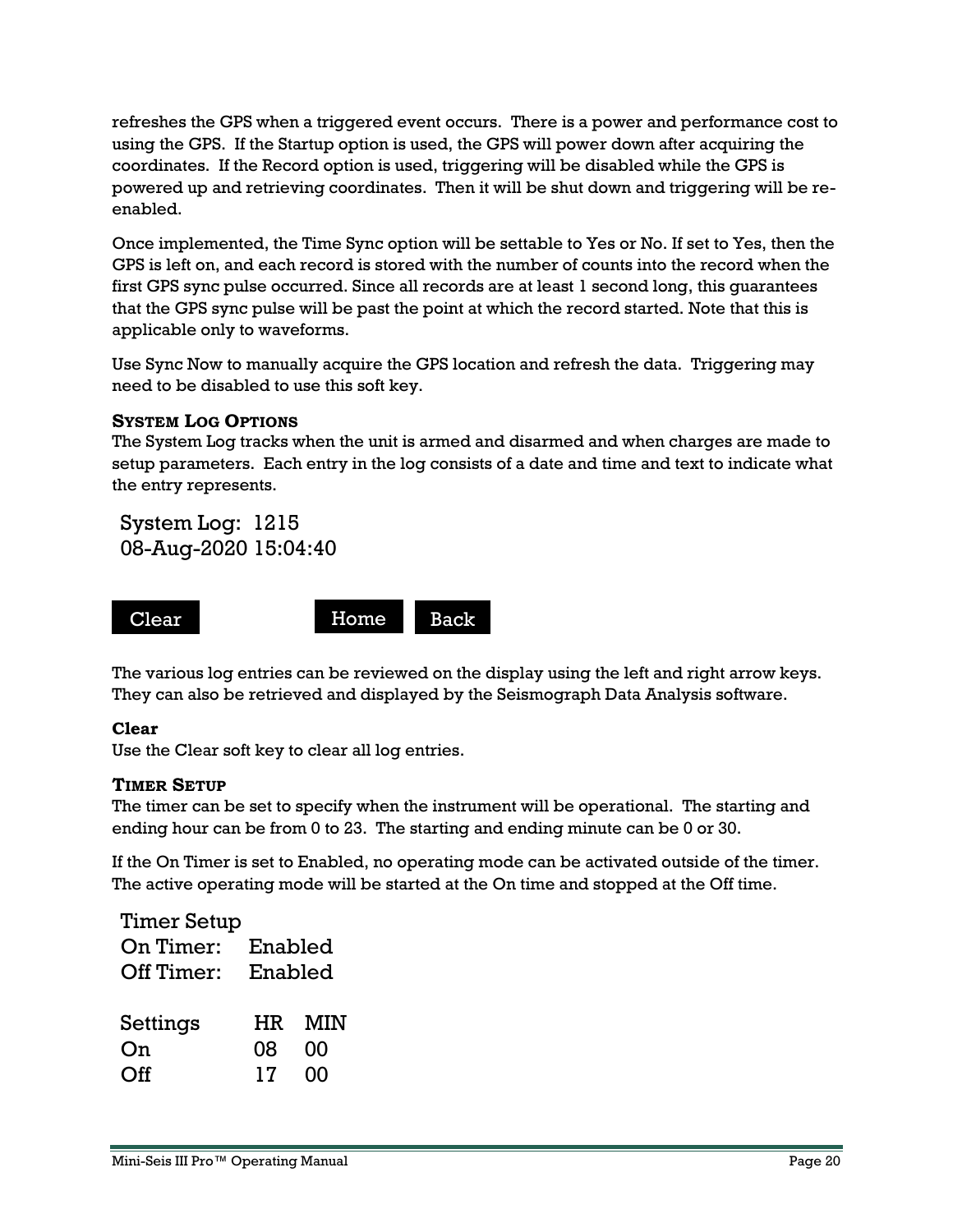refreshes the GPS when a triggered event occurs. There is a power and performance cost to using the GPS. If the Startup option is used, the GPS will power down after acquiring the coordinates. If the Record option is used, triggering will be disabled while the GPS is powered up and retrieving coordinates. Then it will be shut down and triggering will be re-enabled.

Once implemented, the Time Sync option will be settable to Yes or No. If set to Yes, then the GPS is left on, and each record is stored with the number of counts into the record when the first GPS sync pulse occurred. Since all records are at least 1 second long, this guarantees that the GPS sync pulse will be past the point at which the record started. Note that this is applicable only to waveforms.

Use Sync Now to manually acquire the GPS location and refresh the data. Triggering may need to be disabled to use this soft key.

**SYSTEM LOG OPTIONS**

The System Log tracks when the unit is armed and disarmed and when charges are made to setup parameters. Each entry in the log consists of a date and time and text to indicate what the entry represents.

```
System Log:  1215
08-Aug-2020 15:04:40


 Clear        Home   Back
```

The various log entries can be reviewed on the display using the left and right arrow keys. They can also be retrieved and displayed by the Seismograph Data Analysis software.

**Clear**

Use the Clear soft key to clear all log entries.

**TIMER SETUP**

The timer can be set to specify when the instrument will be operational. The starting and ending hour can be from 0 to 23. The starting and ending minute can be 0 or 30.

If the On Timer is set to Enabled, no operating mode can be activated outside of the timer. The active operating mode will be started at the On time and stopped at the Off time.

```
Timer Setup
On Timer:    Enabled
Off Timer:   Enabled

Settings     HR  MIN
On           08  00
Off          17  00
```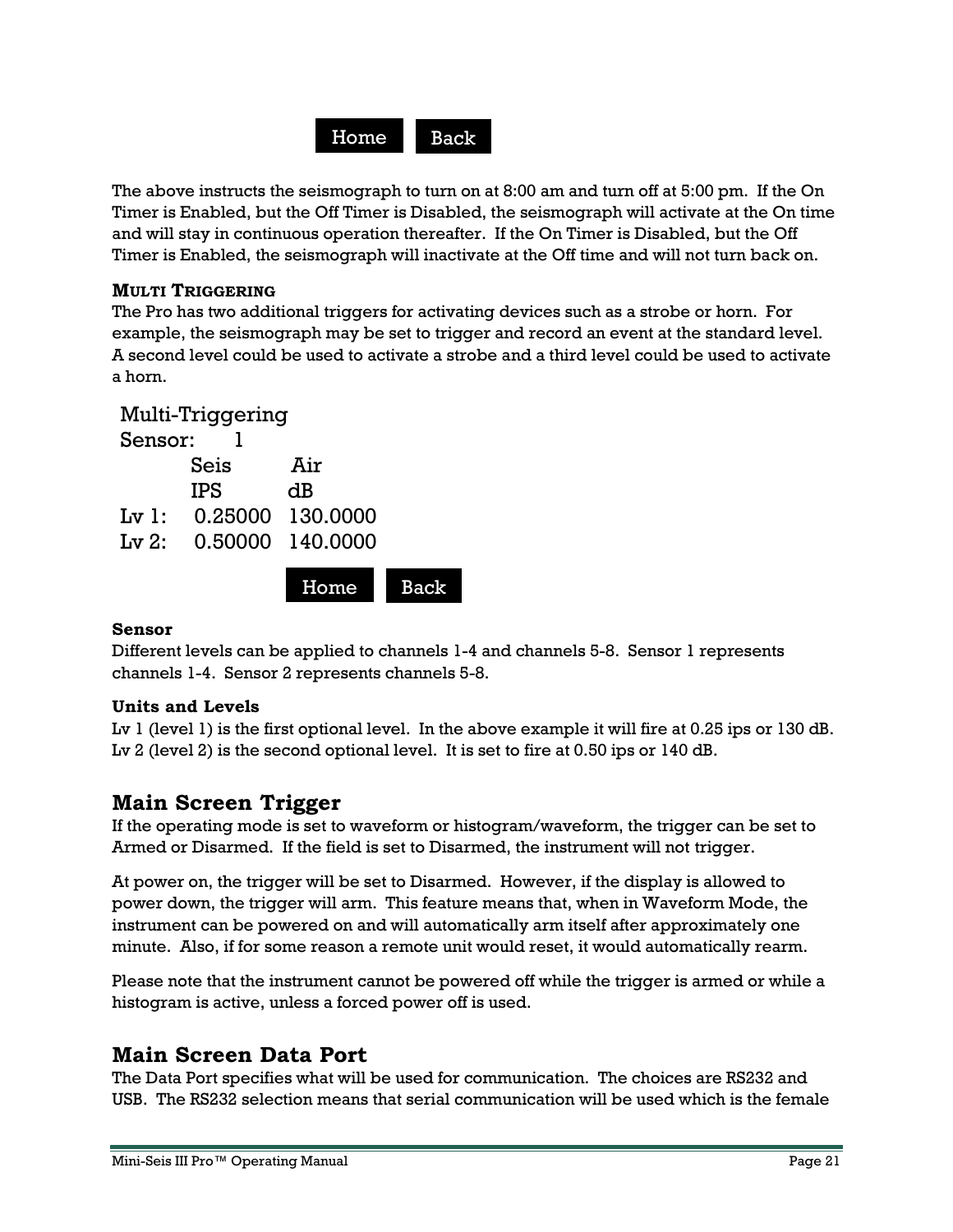Home Back

The above instructs the seismograph to turn on at 8:00 am and turn off at 5:00 pm. If the On Timer is Enabled, but the Off Timer is Disabled, the seismograph will activate at the On time and will stay in continuous operation thereafter. If the On Timer is Disabled, but the Off Timer is Enabled, the seismograph will inactivate at the Off time and will not turn back on.

**MULTI TRIGGERING**

The Pro has two additional triggers for activating devices such as a strobe or horn. For example, the seismograph may be set to trigger and record an event at the standard level. A second level could be used to activate a strobe and a third level could be used to activate a horn.

Multi-Triggering
Sensor: 1

| | Seis | Air |
|---|---|---|
| | IPS | dB |
| Lv 1: | 0.25000 | 130.0000 |
| Lv 2: | 0.50000 | 140.0000 |

Home Back

**Sensor**

Different levels can be applied to channels 1-4 and channels 5-8. Sensor 1 represents channels 1-4. Sensor 2 represents channels 5-8.

**Units and Levels**

Lv 1 (level 1) is the first optional level. In the above example it will fire at 0.25 ips or 130 dB. Lv 2 (level 2) is the second optional level. It is set to fire at 0.50 ips or 140 dB.

## Main Screen Trigger

If the operating mode is set to waveform or histogram/waveform, the trigger can be set to Armed or Disarmed. If the field is set to Disarmed, the instrument will not trigger.

At power on, the trigger will be set to Disarmed. However, if the display is allowed to power down, the trigger will arm. This feature means that, when in Waveform Mode, the instrument can be powered on and will automatically arm itself after approximately one minute. Also, if for some reason a remote unit would reset, it would automatically rearm.

Please note that the instrument cannot be powered off while the trigger is armed or while a histogram is active, unless a forced power off is used.

## Main Screen Data Port

The Data Port specifies what will be used for communication. The choices are RS232 and USB. The RS232 selection means that serial communication will be used which is the female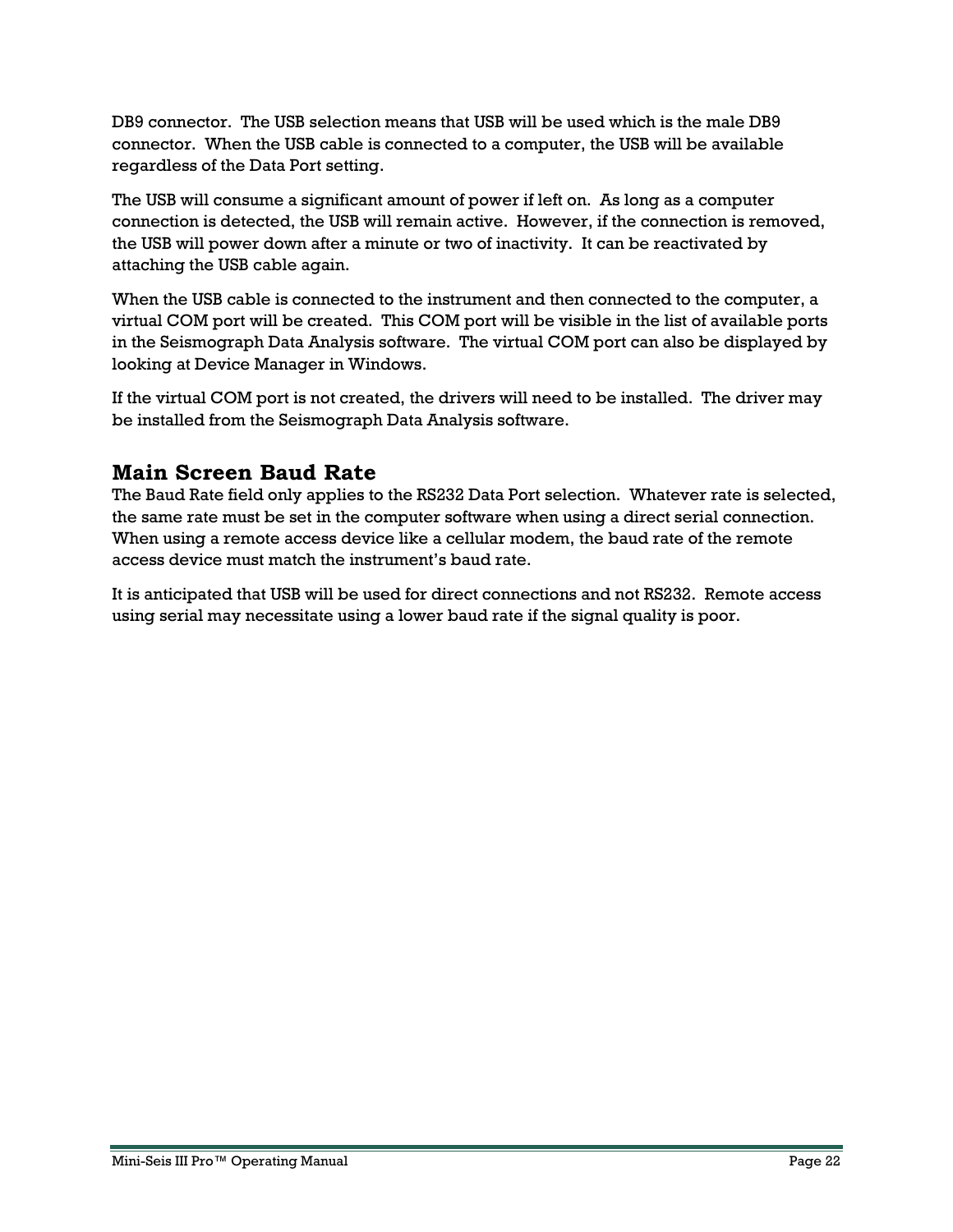DB9 connector. The USB selection means that USB will be used which is the male DB9 connector. When the USB cable is connected to a computer, the USB will be available regardless of the Data Port setting.

The USB will consume a significant amount of power if left on. As long as a computer connection is detected, the USB will remain active. However, if the connection is removed, the USB will power down after a minute or two of inactivity. It can be reactivated by attaching the USB cable again.

When the USB cable is connected to the instrument and then connected to the computer, a virtual COM port will be created. This COM port will be visible in the list of available ports in the Seismograph Data Analysis software. The virtual COM port can also be displayed by looking at Device Manager in Windows.

If the virtual COM port is not created, the drivers will need to be installed. The driver may be installed from the Seismograph Data Analysis software.

## Main Screen Baud Rate

The Baud Rate field only applies to the RS232 Data Port selection. Whatever rate is selected, the same rate must be set in the computer software when using a direct serial connection. When using a remote access device like a cellular modem, the baud rate of the remote access device must match the instrument's baud rate.

It is anticipated that USB will be used for direct connections and not RS232. Remote access using serial may necessitate using a lower baud rate if the signal quality is poor.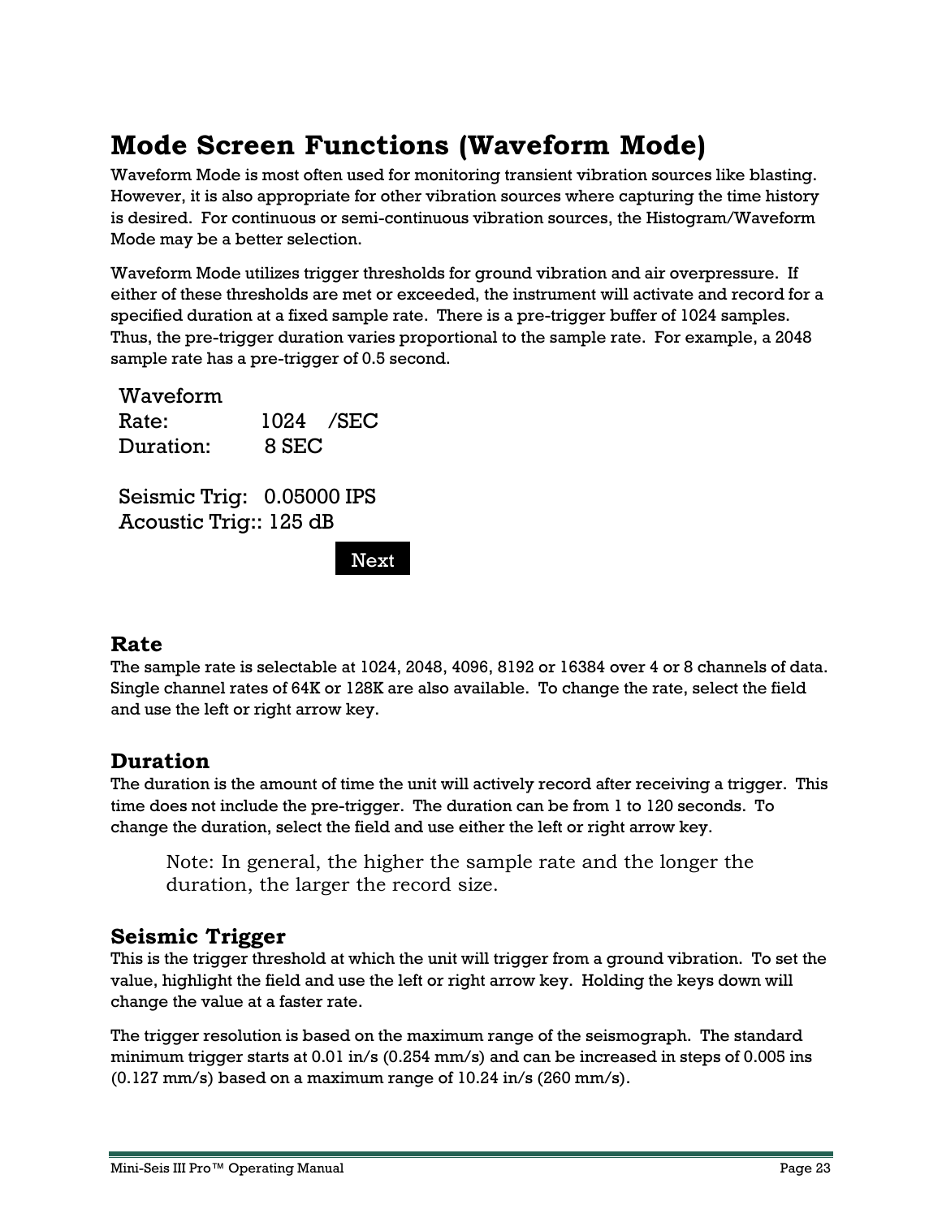# Mode Screen Functions (Waveform Mode)

Waveform Mode is most often used for monitoring transient vibration sources like blasting. However, it is also appropriate for other vibration sources where capturing the time history is desired. For continuous or semi-continuous vibration sources, the Histogram/Waveform Mode may be a better selection.

Waveform Mode utilizes trigger thresholds for ground vibration and air overpressure. If either of these thresholds are met or exceeded, the instrument will activate and record for a specified duration at a fixed sample rate. There is a pre-trigger buffer of 1024 samples. Thus, the pre-trigger duration varies proportional to the sample rate. For example, a 2048 sample rate has a pre-trigger of 0.5 second.

```
Waveform
Rate:            1024    /SEC
Duration:         8 SEC

Seismic Trig:   0.05000 IPS
Acoustic Trig:: 125 dB
                          Next
```

## Rate

The sample rate is selectable at 1024, 2048, 4096, 8192 or 16384 over 4 or 8 channels of data. Single channel rates of 64K or 128K are also available. To change the rate, select the field and use the left or right arrow key.

## Duration

The duration is the amount of time the unit will actively record after receiving a trigger. This time does not include the pre-trigger. The duration can be from 1 to 120 seconds. To change the duration, select the field and use either the left or right arrow key.

> Note: In general, the higher the sample rate and the longer the duration, the larger the record size.

## Seismic Trigger

This is the trigger threshold at which the unit will trigger from a ground vibration. To set the value, highlight the field and use the left or right arrow key. Holding the keys down will change the value at a faster rate.

The trigger resolution is based on the maximum range of the seismograph. The standard minimum trigger starts at 0.01 in/s (0.254 mm/s) and can be increased in steps of 0.005 ins (0.127 mm/s) based on a maximum range of 10.24 in/s (260 mm/s).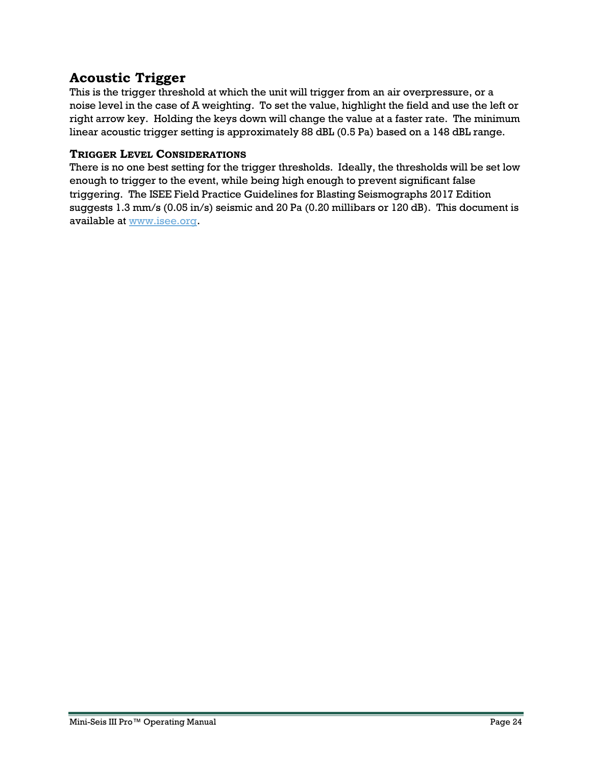## Acoustic Trigger

This is the trigger threshold at which the unit will trigger from an air overpressure, or a noise level in the case of A weighting. To set the value, highlight the field and use the left or right arrow key. Holding the keys down will change the value at a faster rate. The minimum linear acoustic trigger setting is approximately 88 dBL (0.5 Pa) based on a 148 dBL range.

### Trigger Level Considerations

There is no one best setting for the trigger thresholds. Ideally, the thresholds will be set low enough to trigger to the event, while being high enough to prevent significant false triggering. The ISEE Field Practice Guidelines for Blasting Seismographs 2017 Edition suggests 1.3 mm/s (0.05 in/s) seismic and 20 Pa (0.20 millibars or 120 dB). This document is available at [www.isee.org](http://www.isee.org).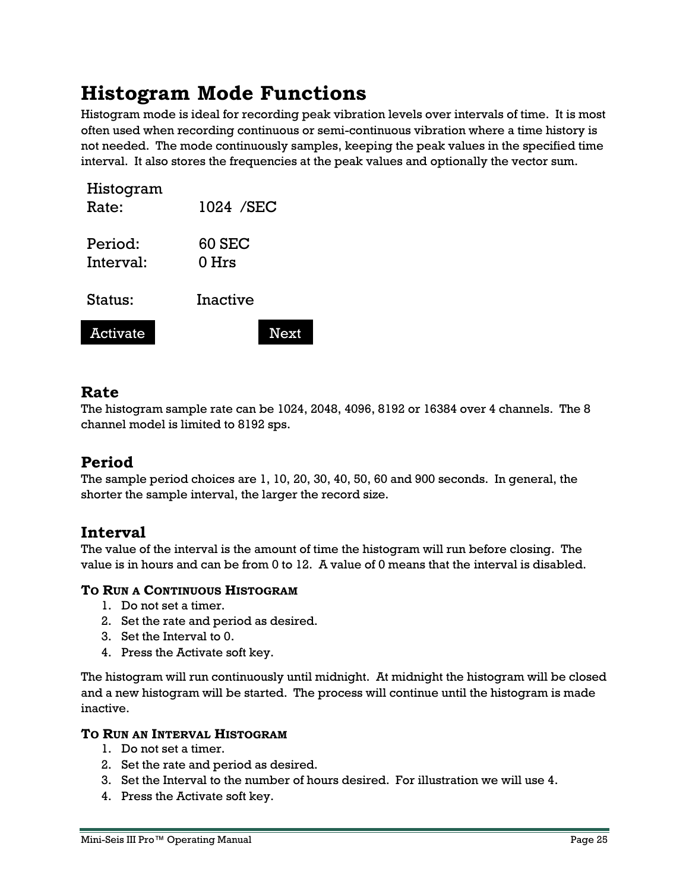# Histogram Mode Functions

Histogram mode is ideal for recording peak vibration levels over intervals of time. It is most often used when recording continuous or semi-continuous vibration where a time history is not needed. The mode continuously samples, keeping the peak values in the specified time interval. It also stores the frequencies at the peak values and optionally the vector sum.

```
Histogram
Rate:        1024  /SEC

Period:      60 SEC
Interval:    0 Hrs

Status:      Inactive

Activate            Next
```

## Rate

The histogram sample rate can be 1024, 2048, 4096, 8192 or 16384 over 4 channels. The 8 channel model is limited to 8192 sps.

## Period

The sample period choices are 1, 10, 20, 30, 40, 50, 60 and 900 seconds. In general, the shorter the sample interval, the larger the record size.

## Interval

The value of the interval is the amount of time the histogram will run before closing. The value is in hours and can be from 0 to 12. A value of 0 means that the interval is disabled.

#### TO RUN A CONTINUOUS HISTOGRAM

1. Do not set a timer.
2. Set the rate and period as desired.
3. Set the Interval to 0.
4. Press the Activate soft key.

The histogram will run continuously until midnight. At midnight the histogram will be closed and a new histogram will be started. The process will continue until the histogram is made inactive.

#### TO RUN AN INTERVAL HISTOGRAM

1. Do not set a timer.
2. Set the rate and period as desired.
3. Set the Interval to the number of hours desired. For illustration we will use 4.
4. Press the Activate soft key.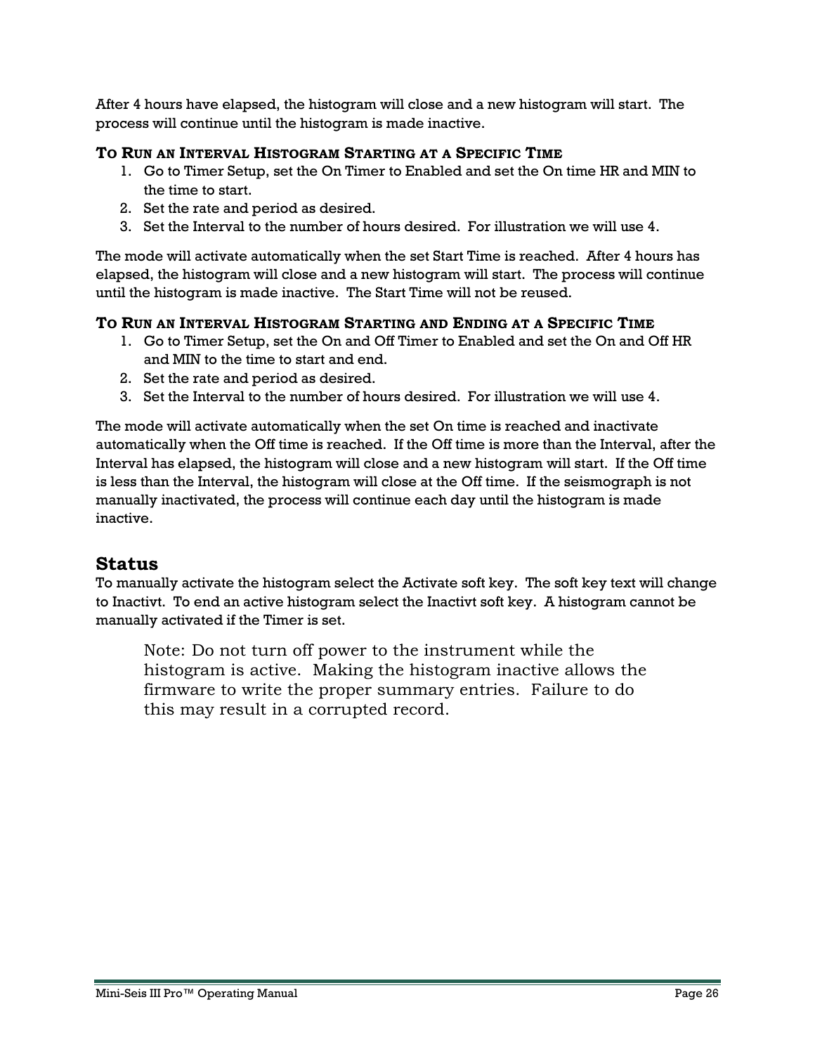After 4 hours have elapsed, the histogram will close and a new histogram will start. The process will continue until the histogram is made inactive.

### To Run an Interval Histogram Starting at a Specific Time

1. Go to Timer Setup, set the On Timer to Enabled and set the On time HR and MIN to the time to start.
2. Set the rate and period as desired.
3. Set the Interval to the number of hours desired. For illustration we will use 4.

The mode will activate automatically when the set Start Time is reached. After 4 hours has elapsed, the histogram will close and a new histogram will start. The process will continue until the histogram is made inactive. The Start Time will not be reused.

### To Run an Interval Histogram Starting and Ending at a Specific Time

1. Go to Timer Setup, set the On and Off Timer to Enabled and set the On and Off HR and MIN to the time to start and end.
2. Set the rate and period as desired.
3. Set the Interval to the number of hours desired. For illustration we will use 4.

The mode will activate automatically when the set On time is reached and inactivate automatically when the Off time is reached. If the Off time is more than the Interval, after the Interval has elapsed, the histogram will close and a new histogram will start. If the Off time is less than the Interval, the histogram will close at the Off time. If the seismograph is not manually inactivated, the process will continue each day until the histogram is made inactive.

## Status

To manually activate the histogram select the Activate soft key. The soft key text will change to Inactivt. To end an active histogram select the Inactivt soft key. A histogram cannot be manually activated if the Timer is set.

> Note: Do not turn off power to the instrument while the histogram is active. Making the histogram inactive allows the firmware to write the proper summary entries. Failure to do this may result in a corrupted record.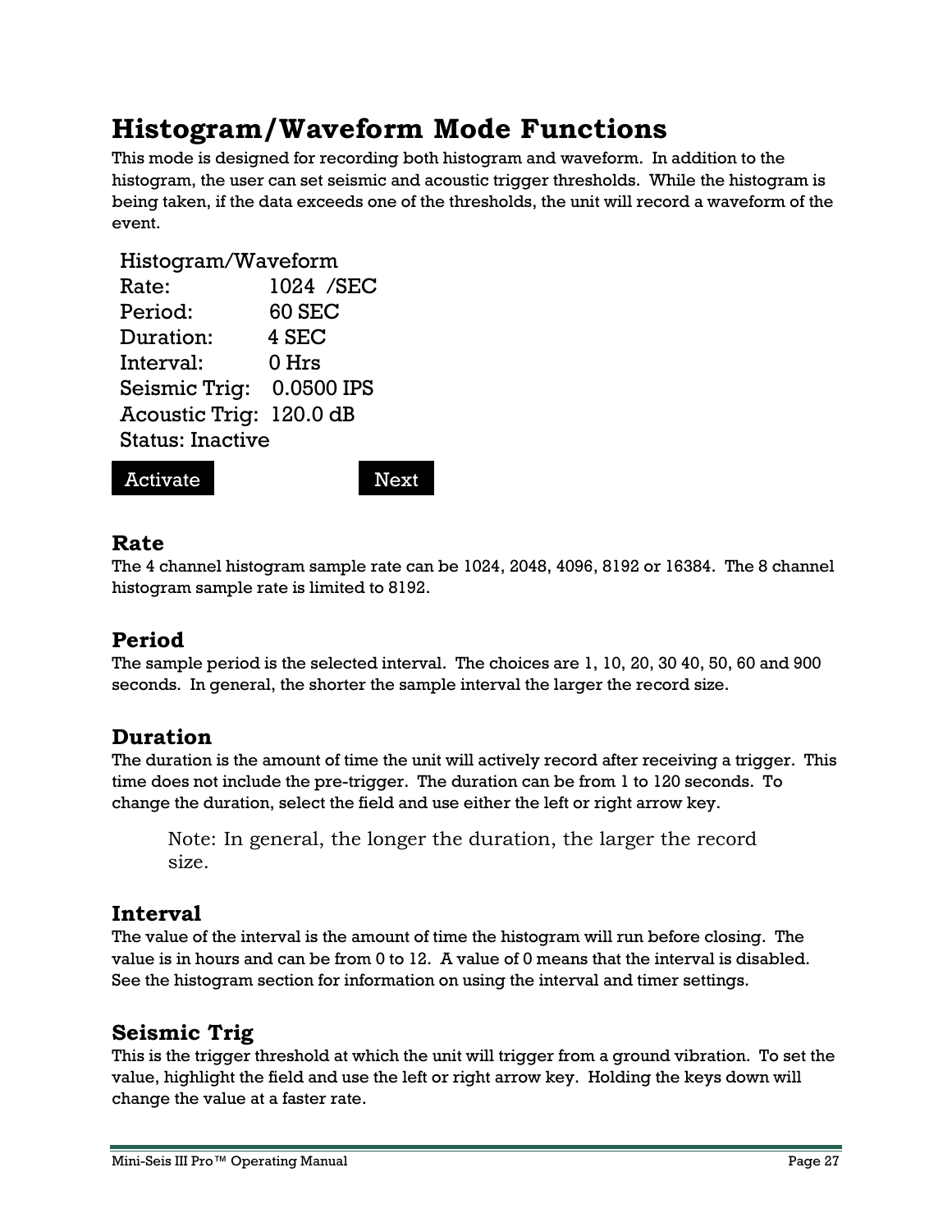# Histogram/Waveform Mode Functions

This mode is designed for recording both histogram and waveform. In addition to the histogram, the user can set seismic and acoustic trigger thresholds. While the histogram is being taken, if the data exceeds one of the thresholds, the unit will record a waveform of the event.

```
Histogram/Waveform
Rate:            1024  /SEC
Period:          60 SEC
Duration:        4 SEC
Interval:        0 Hrs
Seismic Trig:    0.0500 IPS
Acoustic Trig:   120.0 dB
Status: Inactive

Activate              Next
```

## Rate

The 4 channel histogram sample rate can be 1024, 2048, 4096, 8192 or 16384. The 8 channel histogram sample rate is limited to 8192.

## Period

The sample period is the selected interval. The choices are 1, 10, 20, 30 40, 50, 60 and 900 seconds. In general, the shorter the sample interval the larger the record size.

## Duration

The duration is the amount of time the unit will actively record after receiving a trigger. This time does not include the pre-trigger. The duration can be from 1 to 120 seconds. To change the duration, select the field and use either the left or right arrow key.

> Note: In general, the longer the duration, the larger the record size.

## Interval

The value of the interval is the amount of time the histogram will run before closing. The value is in hours and can be from 0 to 12. A value of 0 means that the interval is disabled. See the histogram section for information on using the interval and timer settings.

## Seismic Trig

This is the trigger threshold at which the unit will trigger from a ground vibration. To set the value, highlight the field and use the left or right arrow key. Holding the keys down will change the value at a faster rate.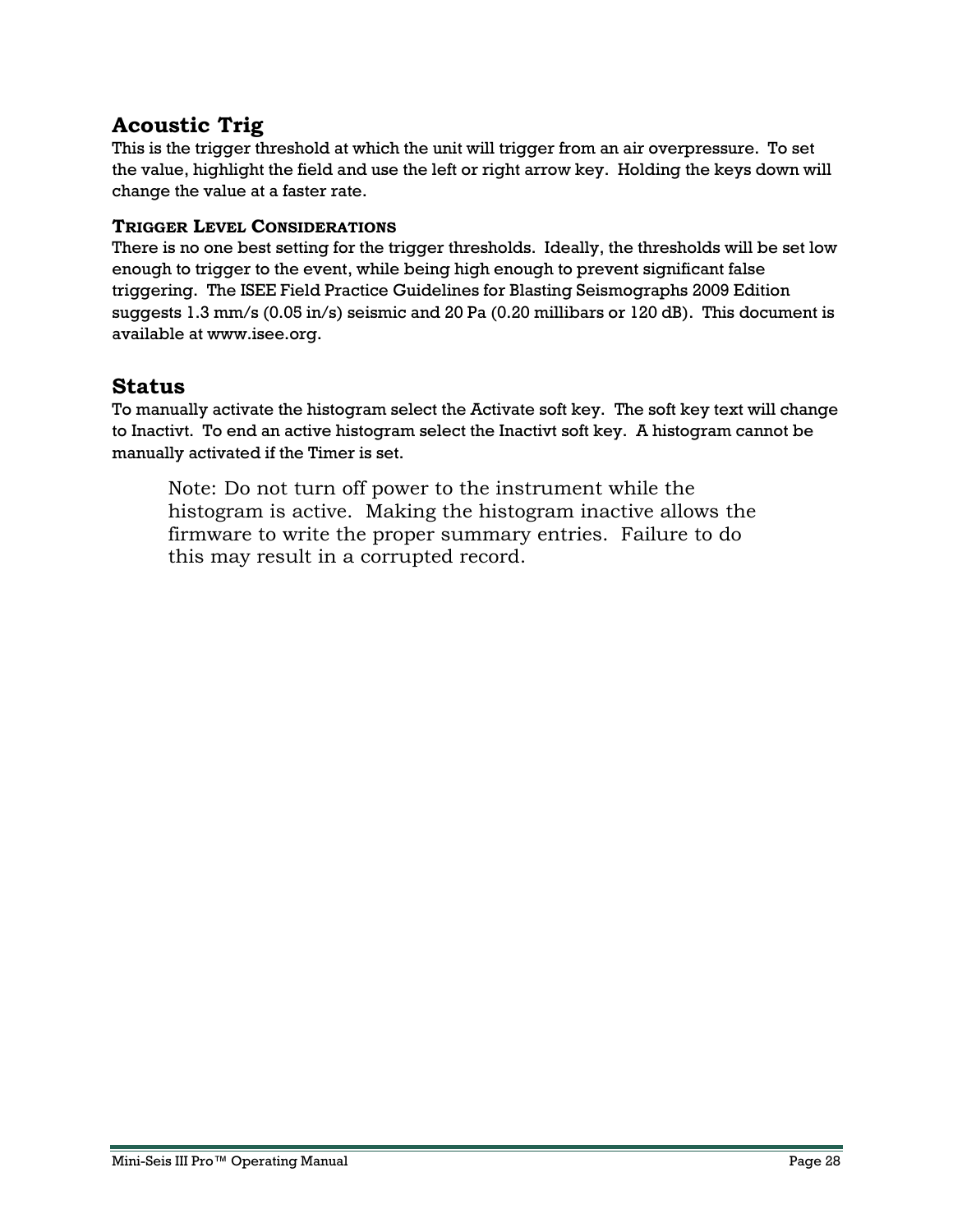## Acoustic Trig

This is the trigger threshold at which the unit will trigger from an air overpressure. To set the value, highlight the field and use the left or right arrow key. Holding the keys down will change the value at a faster rate.

### TRIGGER LEVEL CONSIDERATIONS

There is no one best setting for the trigger thresholds. Ideally, the thresholds will be set low enough to trigger to the event, while being high enough to prevent significant false triggering. The ISEE Field Practice Guidelines for Blasting Seismographs 2009 Edition suggests 1.3 mm/s (0.05 in/s) seismic and 20 Pa (0.20 millibars or 120 dB). This document is available at www.isee.org.

## Status

To manually activate the histogram select the Activate soft key. The soft key text will change to Inactivt. To end an active histogram select the Inactivt soft key. A histogram cannot be manually activated if the Timer is set.

> Note: Do not turn off power to the instrument while the histogram is active. Making the histogram inactive allows the firmware to write the proper summary entries. Failure to do this may result in a corrupted record.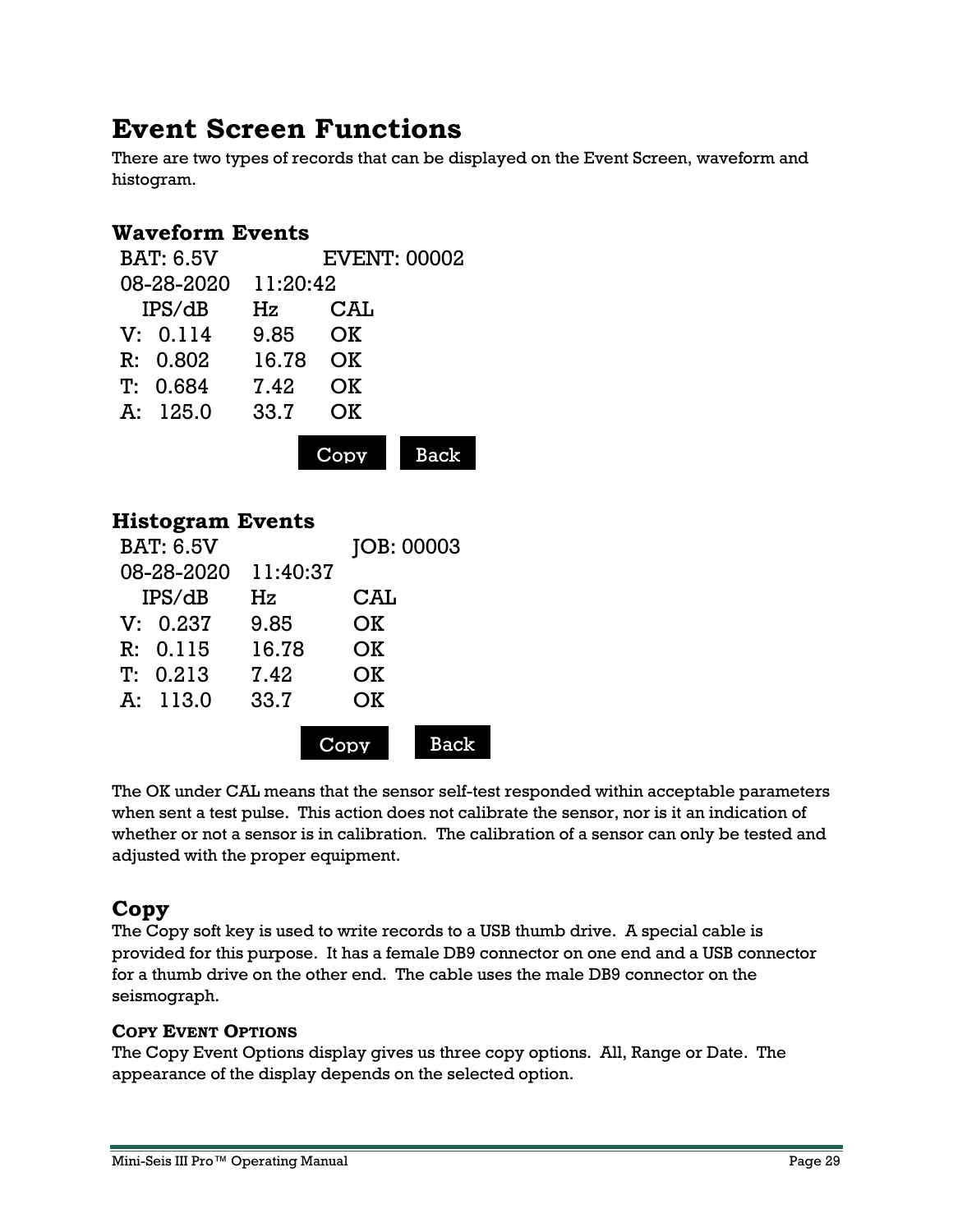# Event Screen Functions

There are two types of records that can be displayed on the Event Screen, waveform and histogram.

## Waveform Events

```
BAT: 6.5V            EVENT: 00002
08-28-2020   11:20:42
  IPS/dB     Hz      CAL
V:  0.114    9.85    OK
R:  0.802    16.78   OK
T:  0.684    7.42    OK
A:  125.0    33.7    OK

                  Copy    Back
```

## Histogram Events

```
BAT: 6.5V              JOB: 00003
08-28-2020   11:40:37
  IPS/dB     Hz        CAL
V:  0.237    9.85      OK
R:  0.115    16.78     OK
T:  0.213    7.42      OK
A:  113.0    33.7      OK

                  Copy     Back
```

The OK under CAL means that the sensor self-test responded within acceptable parameters when sent a test pulse. This action does not calibrate the sensor, nor is it an indication of whether or not a sensor is in calibration. The calibration of a sensor can only be tested and adjusted with the proper equipment.

## Copy

The Copy soft key is used to write records to a USB thumb drive. A special cable is provided for this purpose. It has a female DB9 connector on one end and a USB connector for a thumb drive on the other end. The cable uses the male DB9 connector on the seismograph.

### Copy Event Options

The Copy Event Options display gives us three copy options. All, Range or Date. The appearance of the display depends on the selected option.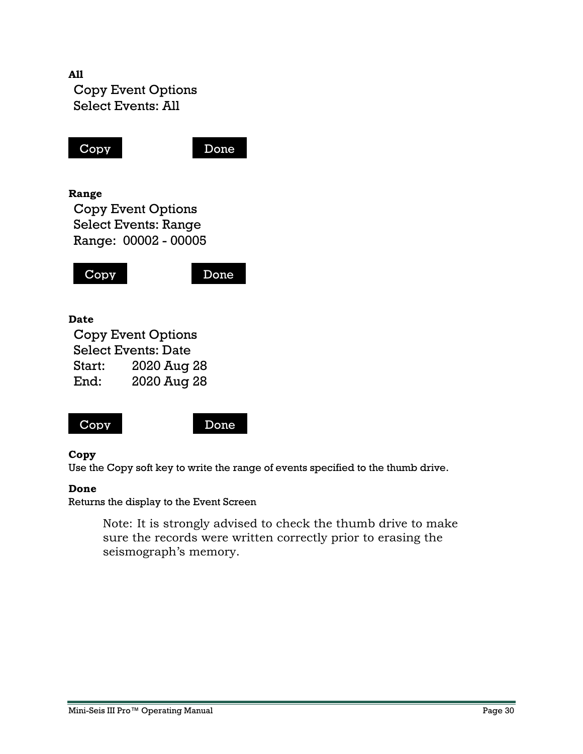**All**

Copy Event Options
Select Events: All

**Copy** **Done**

**Range**

Copy Event Options
Select Events: Range
Range: 00002 - 00005

**Copy** **Done**

**Date**

Copy Event Options
Select Events: Date
Start: 2020 Aug 28
End: 2020 Aug 28

**Copy** **Done**

**Copy**

Use the Copy soft key to write the range of events specified to the thumb drive.

**Done**

Returns the display to the Event Screen

> Note: It is strongly advised to check the thumb drive to make sure the records were written correctly prior to erasing the seismograph's memory.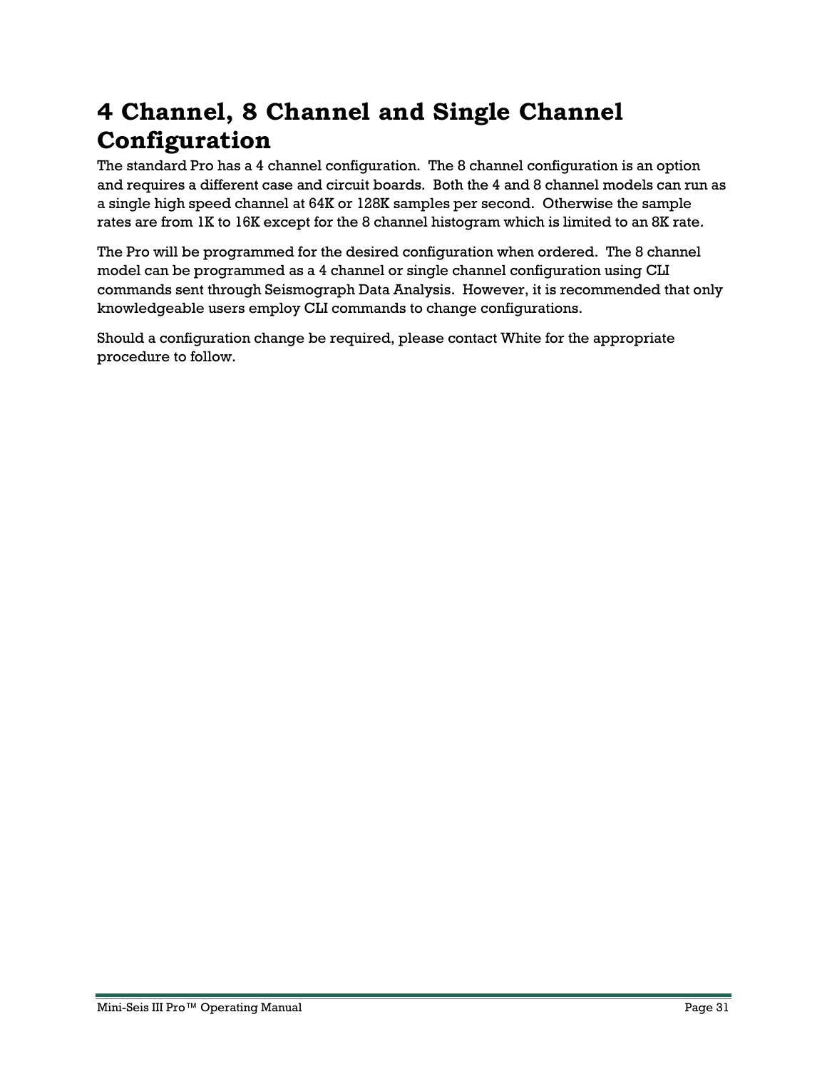# 4 Channel, 8 Channel and Single Channel Configuration

The standard Pro has a 4 channel configuration. The 8 channel configuration is an option and requires a different case and circuit boards. Both the 4 and 8 channel models can run as a single high speed channel at 64K or 128K samples per second. Otherwise the sample rates are from 1K to 16K except for the 8 channel histogram which is limited to an 8K rate.

The Pro will be programmed for the desired configuration when ordered. The 8 channel model can be programmed as a 4 channel or single channel configuration using CLI commands sent through Seismograph Data Analysis. However, it is recommended that only knowledgeable users employ CLI commands to change configurations.

Should a configuration change be required, please contact White for the appropriate procedure to follow.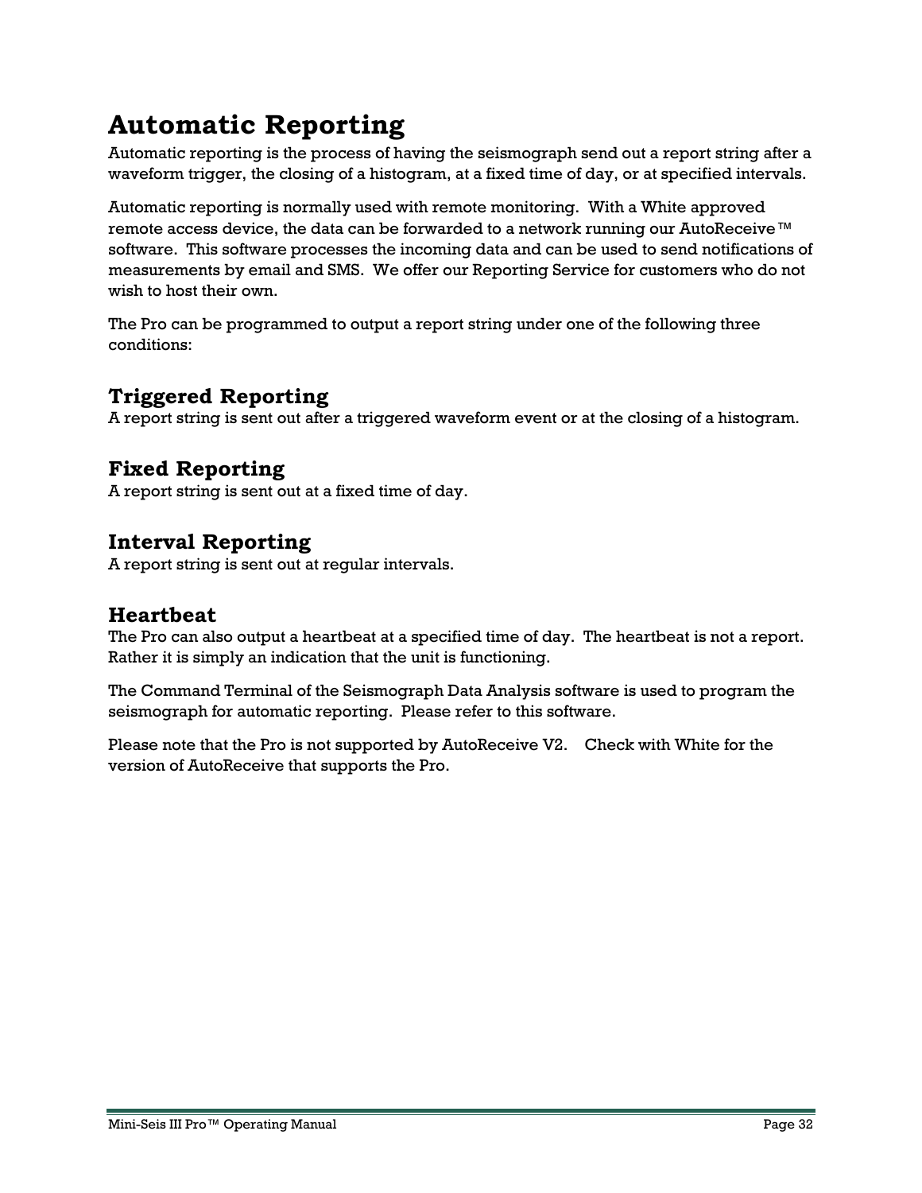# Automatic Reporting

Automatic reporting is the process of having the seismograph send out a report string after a waveform trigger, the closing of a histogram, at a fixed time of day, or at specified intervals.

Automatic reporting is normally used with remote monitoring. With a White approved remote access device, the data can be forwarded to a network running our AutoReceive™ software. This software processes the incoming data and can be used to send notifications of measurements by email and SMS. We offer our Reporting Service for customers who do not wish to host their own.

The Pro can be programmed to output a report string under one of the following three conditions:

## Triggered Reporting

A report string is sent out after a triggered waveform event or at the closing of a histogram.

## Fixed Reporting

A report string is sent out at a fixed time of day.

## Interval Reporting

A report string is sent out at regular intervals.

## Heartbeat

The Pro can also output a heartbeat at a specified time of day. The heartbeat is not a report. Rather it is simply an indication that the unit is functioning.

The Command Terminal of the Seismograph Data Analysis software is used to program the seismograph for automatic reporting. Please refer to this software.

Please note that the Pro is not supported by AutoReceive V2. Check with White for the version of AutoReceive that supports the Pro.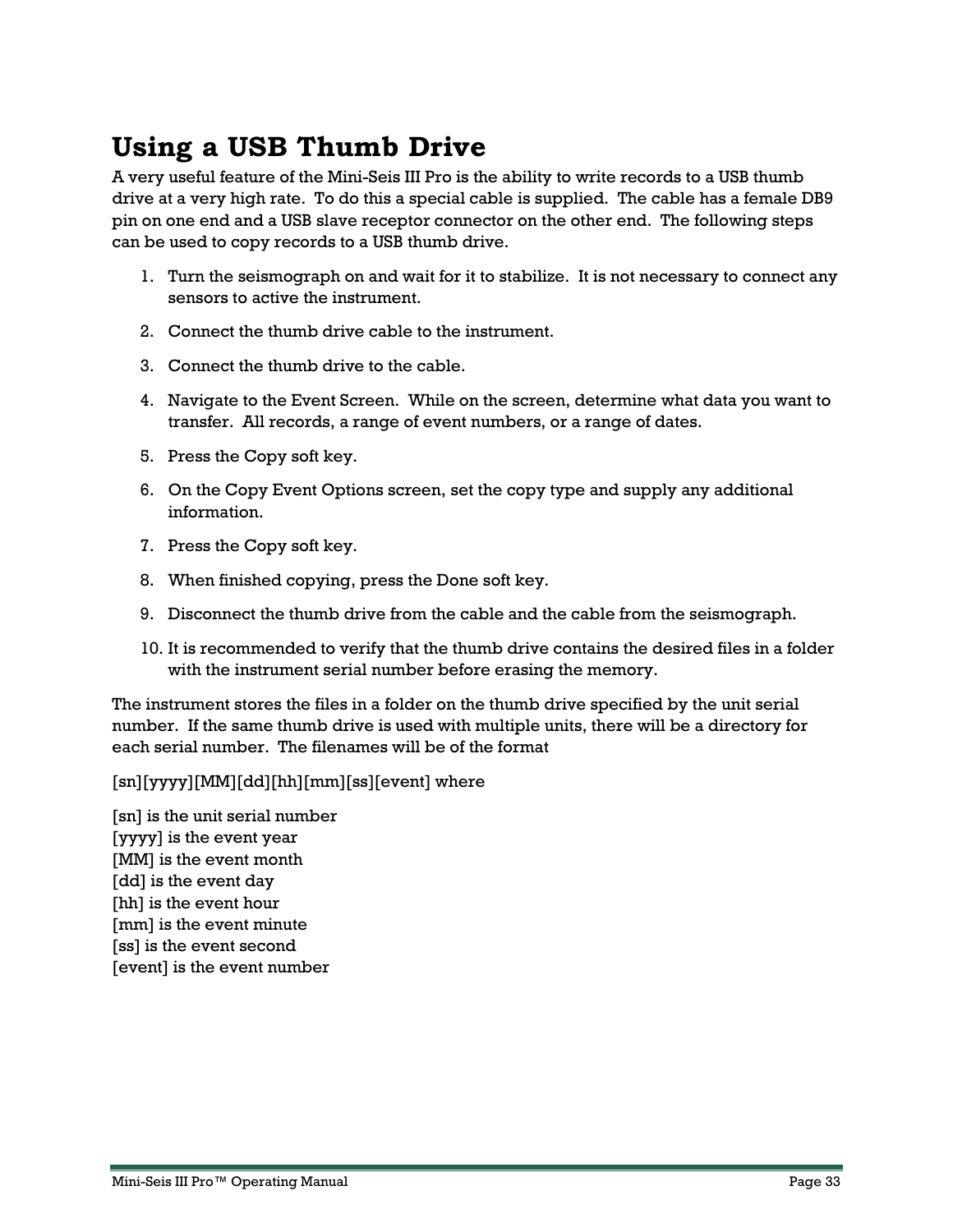# Using a USB Thumb Drive

A very useful feature of the Mini-Seis III Pro is the ability to write records to a USB thumb drive at a very high rate. To do this a special cable is supplied. The cable has a female DB9 pin on one end and a USB slave receptor connector on the other end. The following steps can be used to copy records to a USB thumb drive.

1. Turn the seismograph on and wait for it to stabilize. It is not necessary to connect any sensors to active the instrument.
2. Connect the thumb drive cable to the instrument.
3. Connect the thumb drive to the cable.
4. Navigate to the Event Screen. While on the screen, determine what data you want to transfer. All records, a range of event numbers, or a range of dates.
5. Press the Copy soft key.
6. On the Copy Event Options screen, set the copy type and supply any additional information.
7. Press the Copy soft key.
8. When finished copying, press the Done soft key.
9. Disconnect the thumb drive from the cable and the cable from the seismograph.
10. It is recommended to verify that the thumb drive contains the desired files in a folder with the instrument serial number before erasing the memory.

The instrument stores the files in a folder on the thumb drive specified by the unit serial number. If the same thumb drive is used with multiple units, there will be a directory for each serial number. The filenames will be of the format

[sn][yyyy][MM][dd][hh][mm][ss][event] where

[sn] is the unit serial number
[yyyy] is the event year
[MM] is the event month
[dd] is the event day
[hh] is the event hour
[mm] is the event minute
[ss] is the event second
[event] is the event number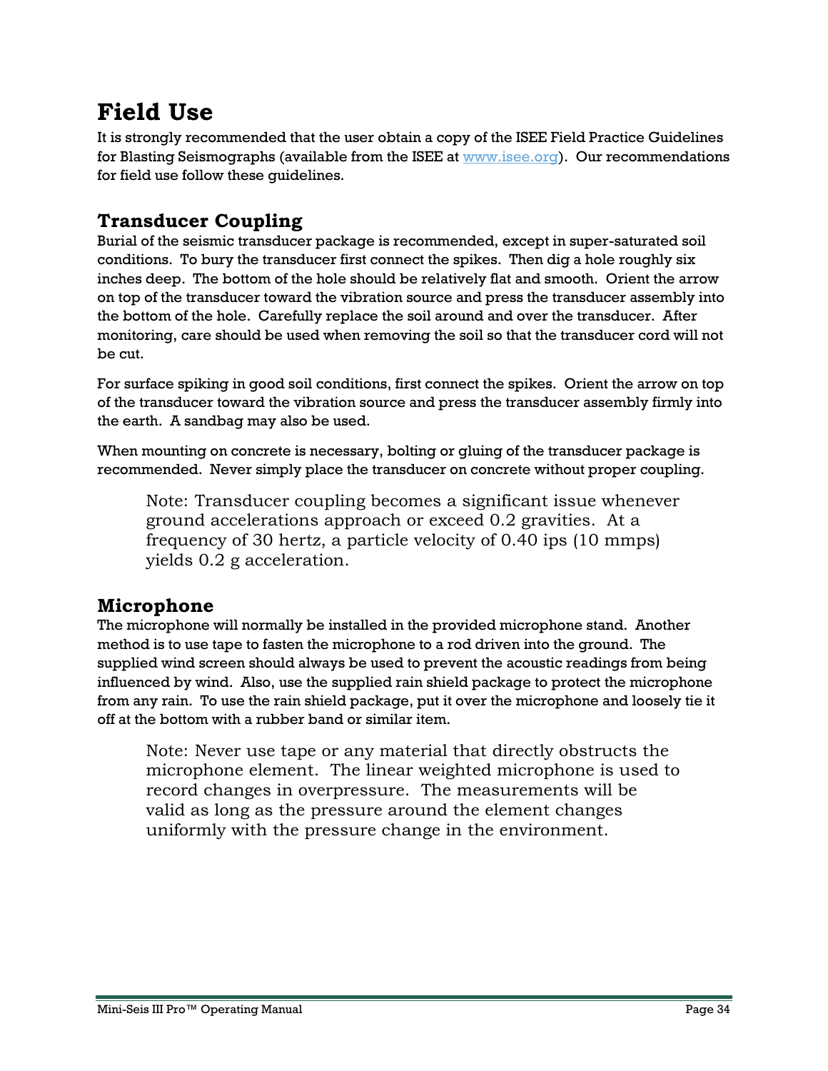# Field Use

It is strongly recommended that the user obtain a copy of the ISEE Field Practice Guidelines for Blasting Seismographs (available from the ISEE at www.isee.org). Our recommendations for field use follow these guidelines.

## Transducer Coupling

Burial of the seismic transducer package is recommended, except in super-saturated soil conditions. To bury the transducer first connect the spikes. Then dig a hole roughly six inches deep. The bottom of the hole should be relatively flat and smooth. Orient the arrow on top of the transducer toward the vibration source and press the transducer assembly into the bottom of the hole. Carefully replace the soil around and over the transducer. After monitoring, care should be used when removing the soil so that the transducer cord will not be cut.

For surface spiking in good soil conditions, first connect the spikes. Orient the arrow on top of the transducer toward the vibration source and press the transducer assembly firmly into the earth. A sandbag may also be used.

When mounting on concrete is necessary, bolting or gluing of the transducer package is recommended. Never simply place the transducer on concrete without proper coupling.

> Note: Transducer coupling becomes a significant issue whenever ground accelerations approach or exceed 0.2 gravities. At a frequency of 30 hertz, a particle velocity of 0.40 ips (10 mmps) yields 0.2 g acceleration.

## Microphone

The microphone will normally be installed in the provided microphone stand. Another method is to use tape to fasten the microphone to a rod driven into the ground. The supplied wind screen should always be used to prevent the acoustic readings from being influenced by wind. Also, use the supplied rain shield package to protect the microphone from any rain. To use the rain shield package, put it over the microphone and loosely tie it off at the bottom with a rubber band or similar item.

> Note: Never use tape or any material that directly obstructs the microphone element. The linear weighted microphone is used to record changes in overpressure. The measurements will be valid as long as the pressure around the element changes uniformly with the pressure change in the environment.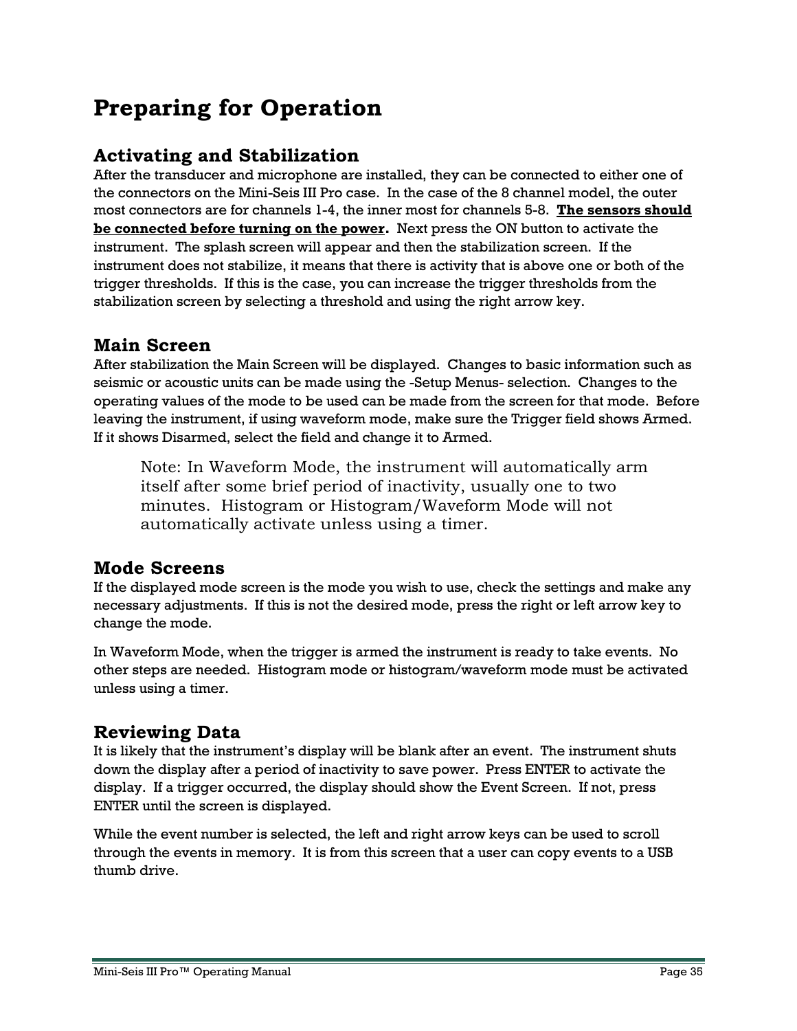# Preparing for Operation

## Activating and Stabilization

After the transducer and microphone are installed, they can be connected to either one of the connectors on the Mini-Seis III Pro case. In the case of the 8 channel model, the outer most connectors are for channels 1-4, the inner most for channels 5-8. **The sensors should be connected before turning on the power.** Next press the ON button to activate the instrument. The splash screen will appear and then the stabilization screen. If the instrument does not stabilize, it means that there is activity that is above one or both of the trigger thresholds. If this is the case, you can increase the trigger thresholds from the stabilization screen by selecting a threshold and using the right arrow key.

## Main Screen

After stabilization the Main Screen will be displayed. Changes to basic information such as seismic or acoustic units can be made using the -Setup Menus- selection. Changes to the operating values of the mode to be used can be made from the screen for that mode. Before leaving the instrument, if using waveform mode, make sure the Trigger field shows Armed. If it shows Disarmed, select the field and change it to Armed.

> Note: In Waveform Mode, the instrument will automatically arm itself after some brief period of inactivity, usually one to two minutes. Histogram or Histogram/Waveform Mode will not automatically activate unless using a timer.

## Mode Screens

If the displayed mode screen is the mode you wish to use, check the settings and make any necessary adjustments. If this is not the desired mode, press the right or left arrow key to change the mode.

In Waveform Mode, when the trigger is armed the instrument is ready to take events. No other steps are needed. Histogram mode or histogram/waveform mode must be activated unless using a timer.

## Reviewing Data

It is likely that the instrument's display will be blank after an event. The instrument shuts down the display after a period of inactivity to save power. Press ENTER to activate the display. If a trigger occurred, the display should show the Event Screen. If not, press ENTER until the screen is displayed.

While the event number is selected, the left and right arrow keys can be used to scroll through the events in memory. It is from this screen that a user can copy events to a USB thumb drive.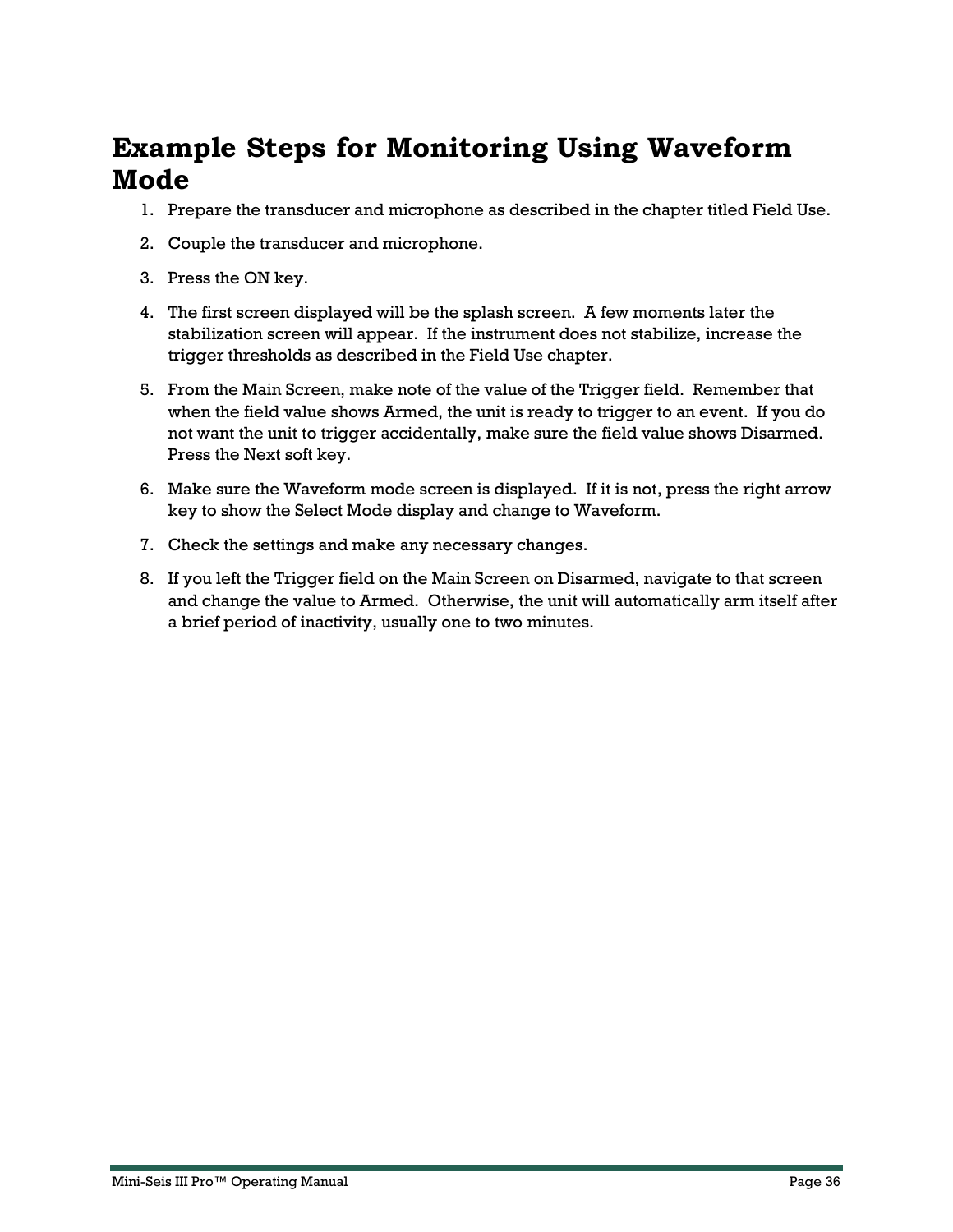# Example Steps for Monitoring Using Waveform Mode

1. Prepare the transducer and microphone as described in the chapter titled Field Use.
2. Couple the transducer and microphone.
3. Press the ON key.
4. The first screen displayed will be the splash screen. A few moments later the stabilization screen will appear. If the instrument does not stabilize, increase the trigger thresholds as described in the Field Use chapter.
5. From the Main Screen, make note of the value of the Trigger field. Remember that when the field value shows Armed, the unit is ready to trigger to an event. If you do not want the unit to trigger accidentally, make sure the field value shows Disarmed. Press the Next soft key.
6. Make sure the Waveform mode screen is displayed. If it is not, press the right arrow key to show the Select Mode display and change to Waveform.
7. Check the settings and make any necessary changes.
8. If you left the Trigger field on the Main Screen on Disarmed, navigate to that screen and change the value to Armed. Otherwise, the unit will automatically arm itself after a brief period of inactivity, usually one to two minutes.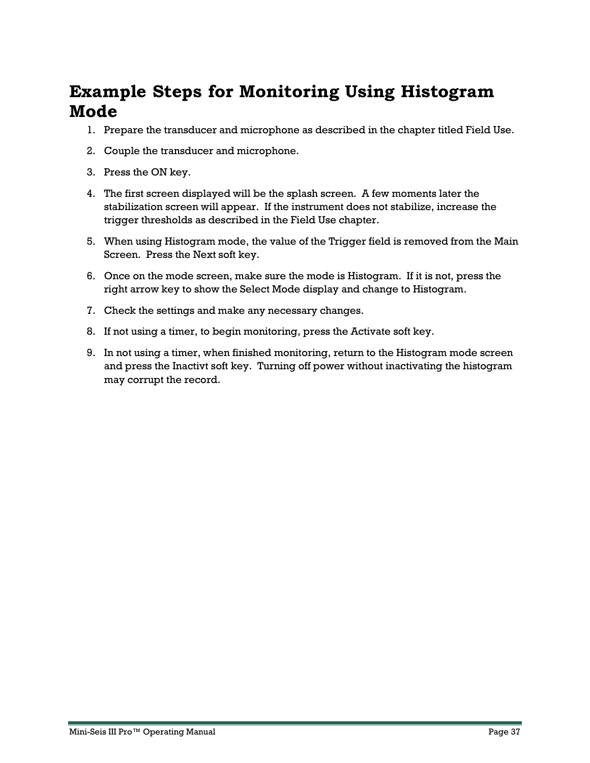# Example Steps for Monitoring Using Histogram Mode

1. Prepare the transducer and microphone as described in the chapter titled Field Use.
2. Couple the transducer and microphone.
3. Press the ON key.
4. The first screen displayed will be the splash screen. A few moments later the stabilization screen will appear. If the instrument does not stabilize, increase the trigger thresholds as described in the Field Use chapter.
5. When using Histogram mode, the value of the Trigger field is removed from the Main Screen. Press the Next soft key.
6. Once on the mode screen, make sure the mode is Histogram. If it is not, press the right arrow key to show the Select Mode display and change to Histogram.
7. Check the settings and make any necessary changes.
8. If not using a timer, to begin monitoring, press the Activate soft key.
9. In not using a timer, when finished monitoring, return to the Histogram mode screen and press the Inactivt soft key. Turning off power without inactivating the histogram may corrupt the record.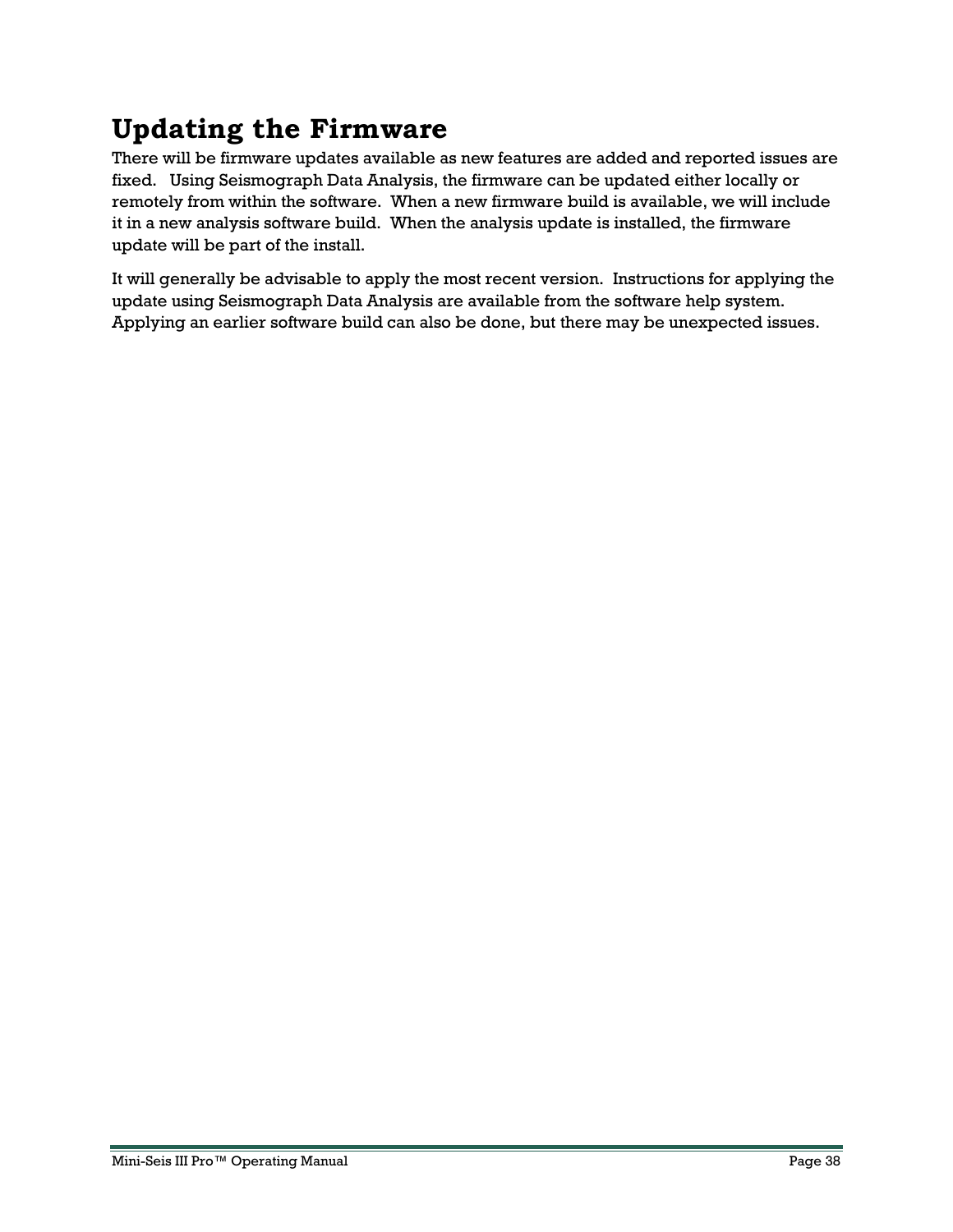# Updating the Firmware

There will be firmware updates available as new features are added and reported issues are fixed. Using Seismograph Data Analysis, the firmware can be updated either locally or remotely from within the software. When a new firmware build is available, we will include it in a new analysis software build. When the analysis update is installed, the firmware update will be part of the install.

It will generally be advisable to apply the most recent version. Instructions for applying the update using Seismograph Data Analysis are available from the software help system. Applying an earlier software build can also be done, but there may be unexpected issues.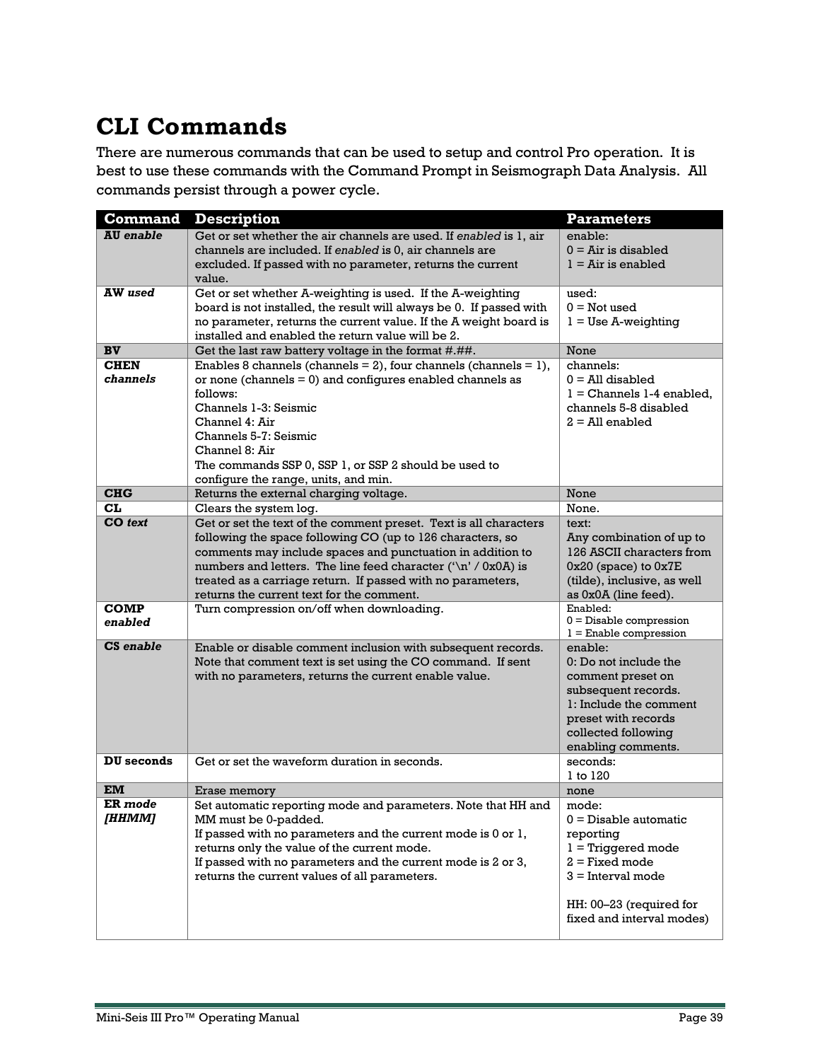# CLI Commands

There are numerous commands that can be used to setup and control Pro operation. It is best to use these commands with the Command Prompt in Seismograph Data Analysis. All commands persist through a power cycle.

| Command | Description | Parameters |
|---|---|---|
| **AU** ***enable*** | Get or set whether the air channels are used. If *enabled* is 1, air channels are included. If *enabled* is 0, air channels are excluded. If passed with no parameter, returns the current value. | enable:<br>0 = Air is disabled<br>1 = Air is enabled |
| **AW** ***used*** | Get or set whether A-weighting is used. If the A-weighting board is not installed, the result will always be 0. If passed with no parameter, returns the current value. If the A weight board is installed and enabled the return value will be 2. | used:<br>0 = Not used<br>1 = Use A-weighting |
| **BV** | Get the last raw battery voltage in the format #.##. | None |
| **CHEN** ***channels*** | Enables 8 channels (channels = 2), four channels (channels = 1), or none (channels = 0) and configures enabled channels as follows:<br>Channels 1-3: Seismic<br>Channel 4: Air<br>Channels 5-7: Seismic<br>Channel 8: Air<br>The commands SSP 0, SSP 1, or SSP 2 should be used to configure the range, units, and min. | channels:<br>0 = All disabled<br>1 = Channels 1-4 enabled, channels 5-8 disabled<br>2 = All enabled |
| **CHG** | Returns the external charging voltage. | None |
| **CL** | Clears the system log. | None. |
| **CO** ***text*** | Get or set the text of the comment preset. Text is all characters following the space following CO (up to 126 characters, so comments may include spaces and punctuation in addition to numbers and letters. The line feed character ('\n' / 0x0A) is treated as a carriage return. If passed with no parameters, returns the current text for the comment. | text:<br>Any combination of up to 126 ASCII characters from 0x20 (space) to 0x7E (tilde), inclusive, as well as 0x0A (line feed). |
| **COMP** ***enabled*** | Turn compression on/off when downloading. | Enabled:<br>0 = Disable compression<br>1 = Enable compression |
| **CS** ***enable*** | Enable or disable comment inclusion with subsequent records. Note that comment text is set using the CO command. If sent with no parameters, returns the current enable value. | enable:<br>0: Do not include the comment preset on subsequent records.<br>1: Include the comment preset with records collected following enabling comments. |
| **DU seconds** | Get or set the waveform duration in seconds. | seconds:<br>1 to 120 |
| **EM** | Erase memory | none |
| **ER** ***mode [HHMM]*** | Set automatic reporting mode and parameters. Note that HH and MM must be 0-padded.<br>If passed with no parameters and the current mode is 0 or 1, returns only the value of the current mode.<br>If passed with no parameters and the current mode is 2 or 3, returns the current values of all parameters. | mode:<br>0 = Disable automatic reporting<br>1 = Triggered mode<br>2 = Fixed mode<br>3 = Interval mode<br><br>HH: 00–23 (required for fixed and interval modes) |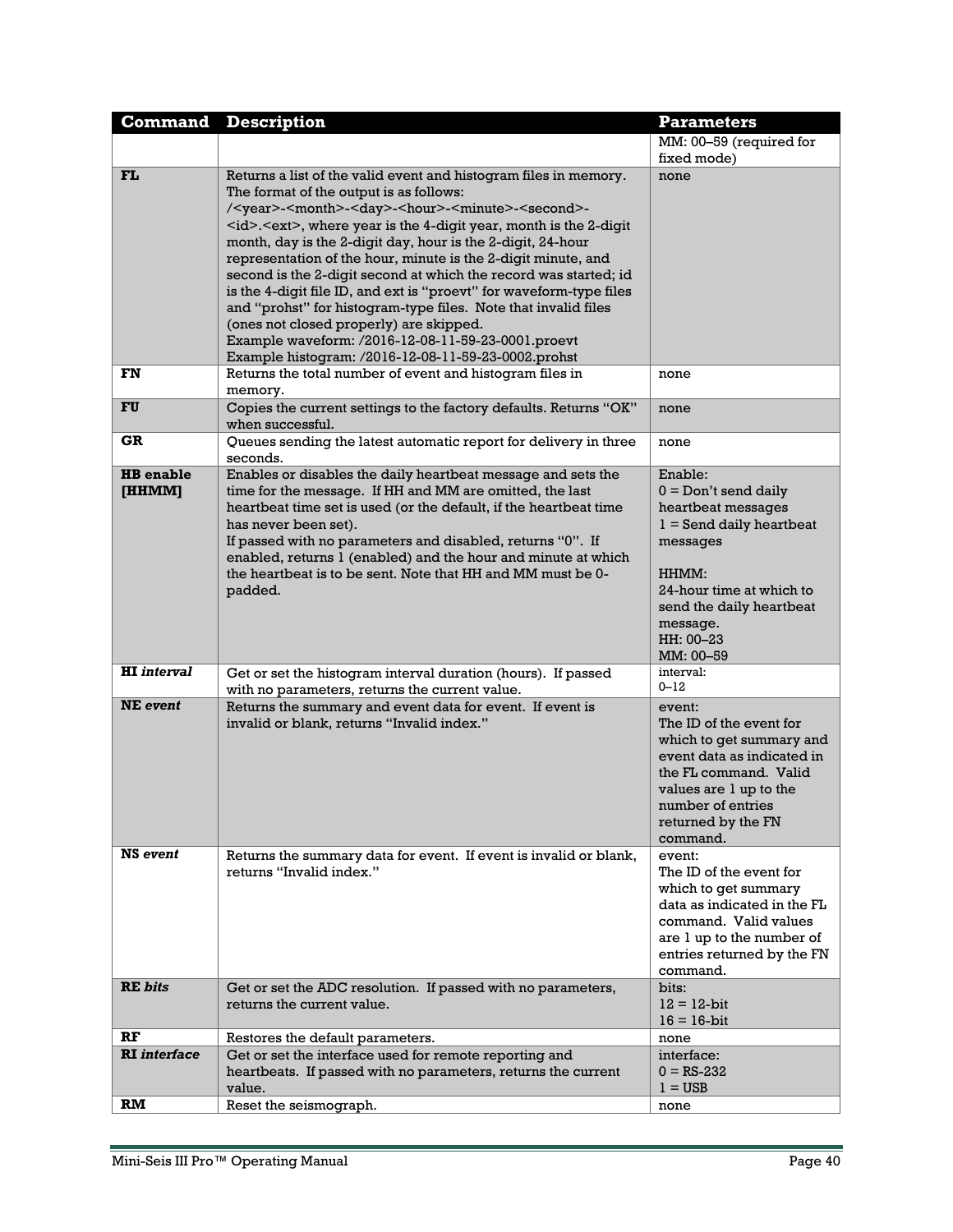| Command | Description | Parameters |
|---|---|---|
| | | MM: 00–59 (required for fixed mode) |
| **FL** | Returns a list of the valid event and histogram files in memory. The format of the output is as follows: /<year>-<month>-<day>-<hour>-<minute>-<second>-<id>.<ext>, where year is the 4-digit year, month is the 2-digit month, day is the 2-digit day, hour is the 2-digit, 24-hour representation of the hour, minute is the 2-digit minute, and second is the 2-digit second at which the record was started; id is the 4-digit file ID, and ext is "proevt" for waveform-type files and "prohst" for histogram-type files. Note that invalid files (ones not closed properly) are skipped.<br>Example waveform: /2016-12-08-11-59-23-0001.proevt<br>Example histogram: /2016-12-08-11-59-23-0002.prohst | none |
| **FN** | Returns the total number of event and histogram files in memory. | none |
| **FU** | Copies the current settings to the factory defaults. Returns "OK" when successful. | none |
| **GR** | Queues sending the latest automatic report for delivery in three seconds. | none |
| **HB enable [HHMM]** | Enables or disables the daily heartbeat message and sets the time for the message. If HH and MM are omitted, the last heartbeat time set is used (or the default, if the heartbeat time has never been set).<br>If passed with no parameters and disabled, returns "0". If enabled, returns 1 (enabled) and the hour and minute at which the heartbeat is to be sent. Note that HH and MM must be 0-padded. | Enable:<br>0 = Don't send daily heartbeat messages<br>1 = Send daily heartbeat messages<br><br>HHMM:<br>24-hour time at which to send the daily heartbeat message.<br>HH: 00–23<br>MM: 00–59 |
| **HI** ***interval*** | Get or set the histogram interval duration (hours). If passed with no parameters, returns the current value. | interval:<br>0–12 |
| **NE** ***event*** | Returns the summary and event data for event. If event is invalid or blank, returns "Invalid index." | event:<br>The ID of the event for which to get summary and event data as indicated in the FL command. Valid values are 1 up to the number of entries returned by the FN command. |
| **NS** ***event*** | Returns the summary data for event. If event is invalid or blank, returns "Invalid index." | event:<br>The ID of the event for which to get summary data as indicated in the FL command. Valid values are 1 up to the number of entries returned by the FN command. |
| **RE** ***bits*** | Get or set the ADC resolution. If passed with no parameters, returns the current value. | bits:<br>12 = 12-bit<br>16 = 16-bit |
| **RF** | Restores the default parameters. | none |
| **RI** ***interface*** | Get or set the interface used for remote reporting and heartbeats. If passed with no parameters, returns the current value. | interface:<br>0 = RS-232<br>1 = USB |
| **RM** | Reset the seismograph. | none |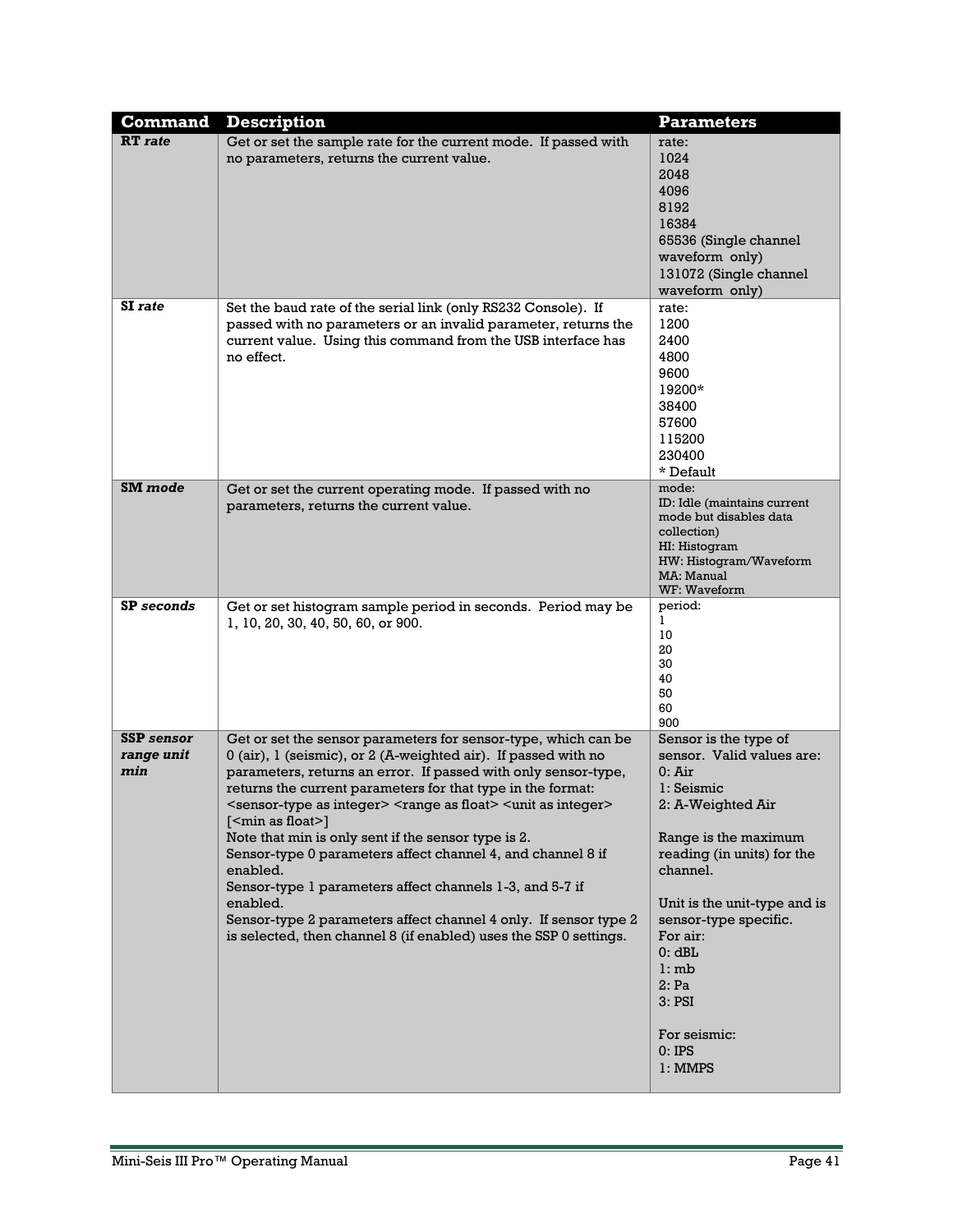| Command | Description | Parameters |
|---|---|---|
| **RT** *rate* | Get or set the sample rate for the current mode. If passed with no parameters, returns the current value. | rate:<br>1024<br>2048<br>4096<br>8192<br>16384<br>65536 (Single channel waveform only)<br>131072 (Single channel waveform only) |
| **SI** *rate* | Set the baud rate of the serial link (only RS232 Console). If passed with no parameters or an invalid parameter, returns the current value. Using this command from the USB interface has no effect. | rate:<br>1200<br>2400<br>4800<br>9600<br>19200*<br>38400<br>57600<br>115200<br>230400<br>* Default |
| **SM** *mode* | Get or set the current operating mode. If passed with no parameters, returns the current value. | mode:<br>ID: Idle (maintains current mode but disables data collection)<br>HI: Histogram<br>HW: Histogram/Waveform<br>MA: Manual<br>WF: Waveform |
| **SP** *seconds* | Get or set histogram sample period in seconds. Period may be 1, 10, 20, 30, 40, 50, 60, or 900. | period:<br>1<br>10<br>20<br>30<br>40<br>50<br>60<br>900 |
| **SSP** *sensor range unit min* | Get or set the sensor parameters for sensor-type, which can be 0 (air), 1 (seismic), or 2 (A-weighted air). If passed with no parameters, returns an error. If passed with only sensor-type, returns the current parameters for that type in the format: <sensor-type as integer> <range as float> <unit as integer> [<min as float>]<br>Note that min is only sent if the sensor type is 2.<br>Sensor-type 0 parameters affect channel 4, and channel 8 if enabled.<br>Sensor-type 1 parameters affect channels 1-3, and 5-7 if enabled.<br>Sensor-type 2 parameters affect channel 4 only. If sensor type 2 is selected, then channel 8 (if enabled) uses the SSP 0 settings. | Sensor is the type of sensor. Valid values are:<br>0: Air<br>1: Seismic<br>2: A-Weighted Air<br><br>Range is the maximum reading (in units) for the channel.<br><br>Unit is the unit-type and is sensor-type specific.<br>For air:<br>0: dBL<br>1: mb<br>2: Pa<br>3: PSI<br><br>For seismic:<br>0: IPS<br>1: MMPS |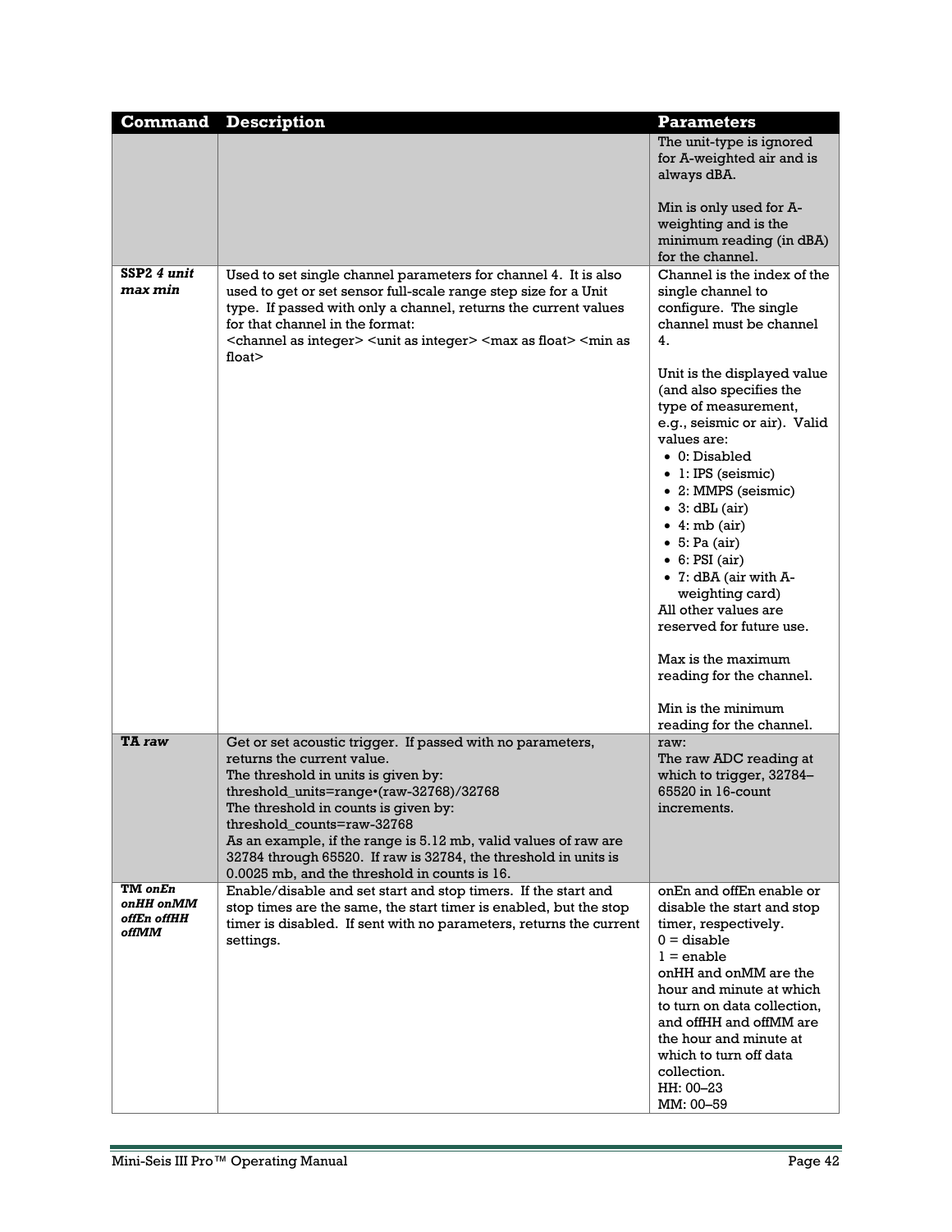| Command | Description | Parameters |
|---|---|---|
| | | The unit-type is ignored for A-weighted air and is always dBA.<br><br>Min is only used for A-weighting and is the minimum reading (in dBA) for the channel. |
| **SSP2** ***4 unit max min*** | Used to set single channel parameters for channel 4. It is also used to get or set sensor full-scale range step size for a Unit type. If passed with only a channel, returns the current values for that channel in the format:<br>&lt;channel as integer&gt; &lt;unit as integer&gt; &lt;max as float&gt; &lt;min as float&gt; | Channel is the index of the single channel to configure. The single channel must be channel 4.<br><br>Unit is the displayed value (and also specifies the type of measurement, e.g., seismic or air). Valid values are:<br>• 0: Disabled<br>• 1: IPS (seismic)<br>• 2: MMPS (seismic)<br>• 3: dBL (air)<br>• 4: mb (air)<br>• 5: Pa (air)<br>• 6: PSI (air)<br>• 7: dBA (air with A-weighting card)<br>All other values are reserved for future use.<br><br>Max is the maximum reading for the channel.<br><br>Min is the minimum reading for the channel. |
| **TA** ***raw*** | Get or set acoustic trigger. If passed with no parameters, returns the current value.<br>The threshold in units is given by:<br>threshold_units=range•(raw-32768)/32768<br>The threshold in counts is given by:<br>threshold_counts=raw-32768<br>As an example, if the range is 5.12 mb, valid values of raw are 32784 through 65520. If raw is 32784, the threshold in units is 0.0025 mb, and the threshold in counts is 16. | raw:<br>The raw ADC reading at which to trigger, 32784–65520 in 16-count increments. |
| **TM** ***onEn onHH onMM offEn offHH offMM*** | Enable/disable and set start and stop timers. If the start and stop times are the same, the start timer is enabled, but the stop timer is disabled. If sent with no parameters, returns the current settings. | onEn and offEn enable or disable the start and stop timer, respectively.<br>0 = disable<br>1 = enable<br>onHH and onMM are the hour and minute at which to turn on data collection, and offHH and offMM are the hour and minute at which to turn off data collection.<br>HH: 00–23<br>MM: 00–59 |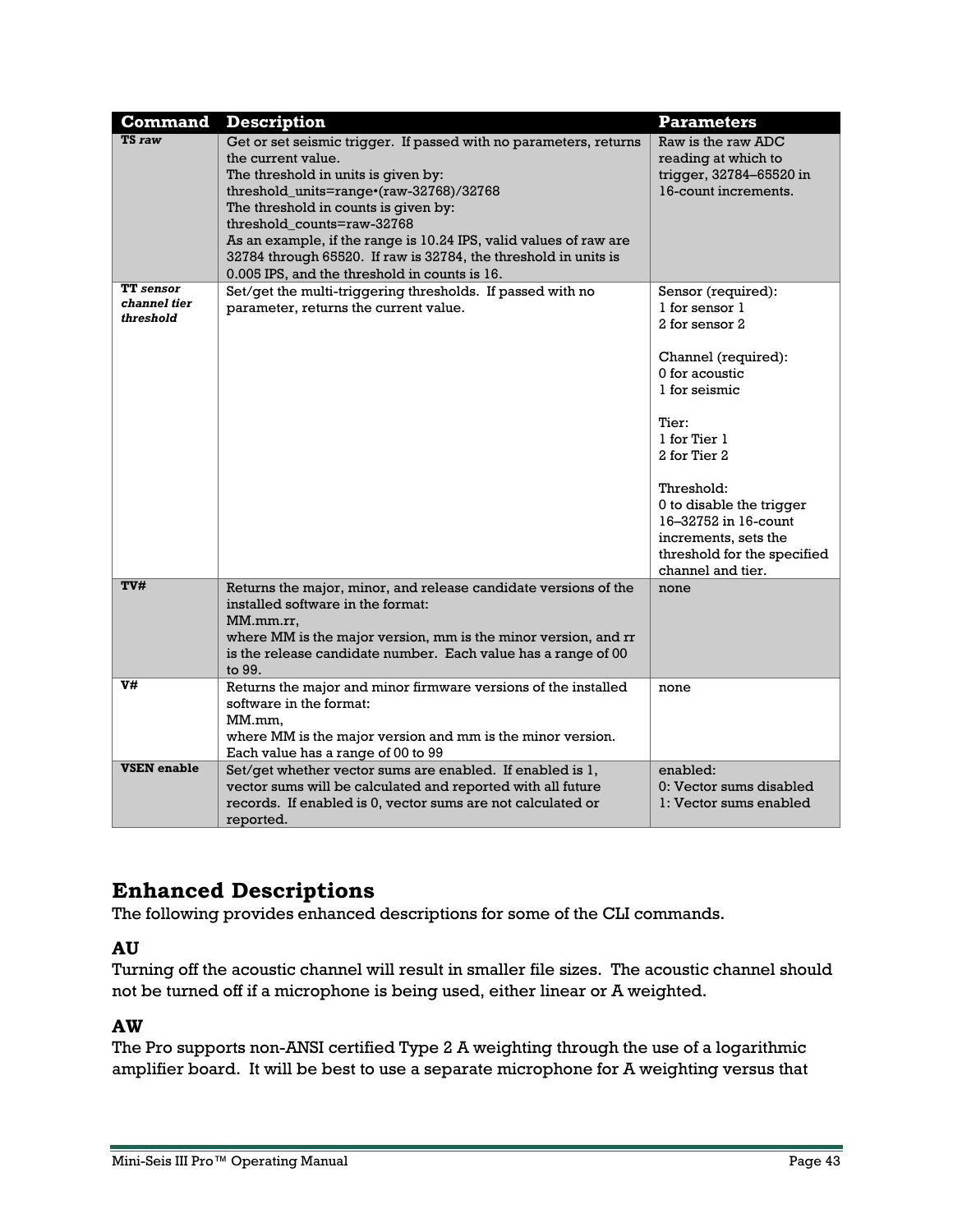| Command | Description | Parameters |
| --- | --- | --- |
| **TS** *raw* | Get or set seismic trigger. If passed with no parameters, returns the current value.<br>The threshold in units is given by:<br>threshold_units=range•(raw-32768)/32768<br>The threshold in counts is given by:<br>threshold_counts=raw-32768<br>As an example, if the range is 10.24 IPS, valid values of raw are 32784 through 65520. If raw is 32784, the threshold in units is 0.005 IPS, and the threshold in counts is 16. | Raw is the raw ADC reading at which to trigger, 32784–65520 in 16-count increments. |
| **TT** *sensor channel tier threshold* | Set/get the multi-triggering thresholds. If passed with no parameter, returns the current value. | Sensor (required):<br>1 for sensor 1<br>2 for sensor 2<br><br>Channel (required):<br>0 for acoustic<br>1 for seismic<br><br>Tier:<br>1 for Tier 1<br>2 for Tier 2<br><br>Threshold:<br>0 to disable the trigger<br>16–32752 in 16-count increments, sets the threshold for the specified channel and tier. |
| **TV#** | Returns the major, minor, and release candidate versions of the installed software in the format:<br>MM.mm.rr,<br>where MM is the major version, mm is the minor version, and rr is the release candidate number. Each value has a range of 00 to 99. | none |
| **V#** | Returns the major and minor firmware versions of the installed software in the format:<br>MM.mm,<br>where MM is the major version and mm is the minor version. Each value has a range of 00 to 99 | none |
| **VSEN enable** | Set/get whether vector sums are enabled. If enabled is 1, vector sums will be calculated and reported with all future records. If enabled is 0, vector sums are not calculated or reported. | enabled:<br>0: Vector sums disabled<br>1: Vector sums enabled |

## Enhanced Descriptions

The following provides enhanced descriptions for some of the CLI commands.

### AU

Turning off the acoustic channel will result in smaller file sizes. The acoustic channel should not be turned off if a microphone is being used, either linear or A weighted.

### AW

The Pro supports non-ANSI certified Type 2 A weighting through the use of a logarithmic amplifier board. It will be best to use a separate microphone for A weighting versus that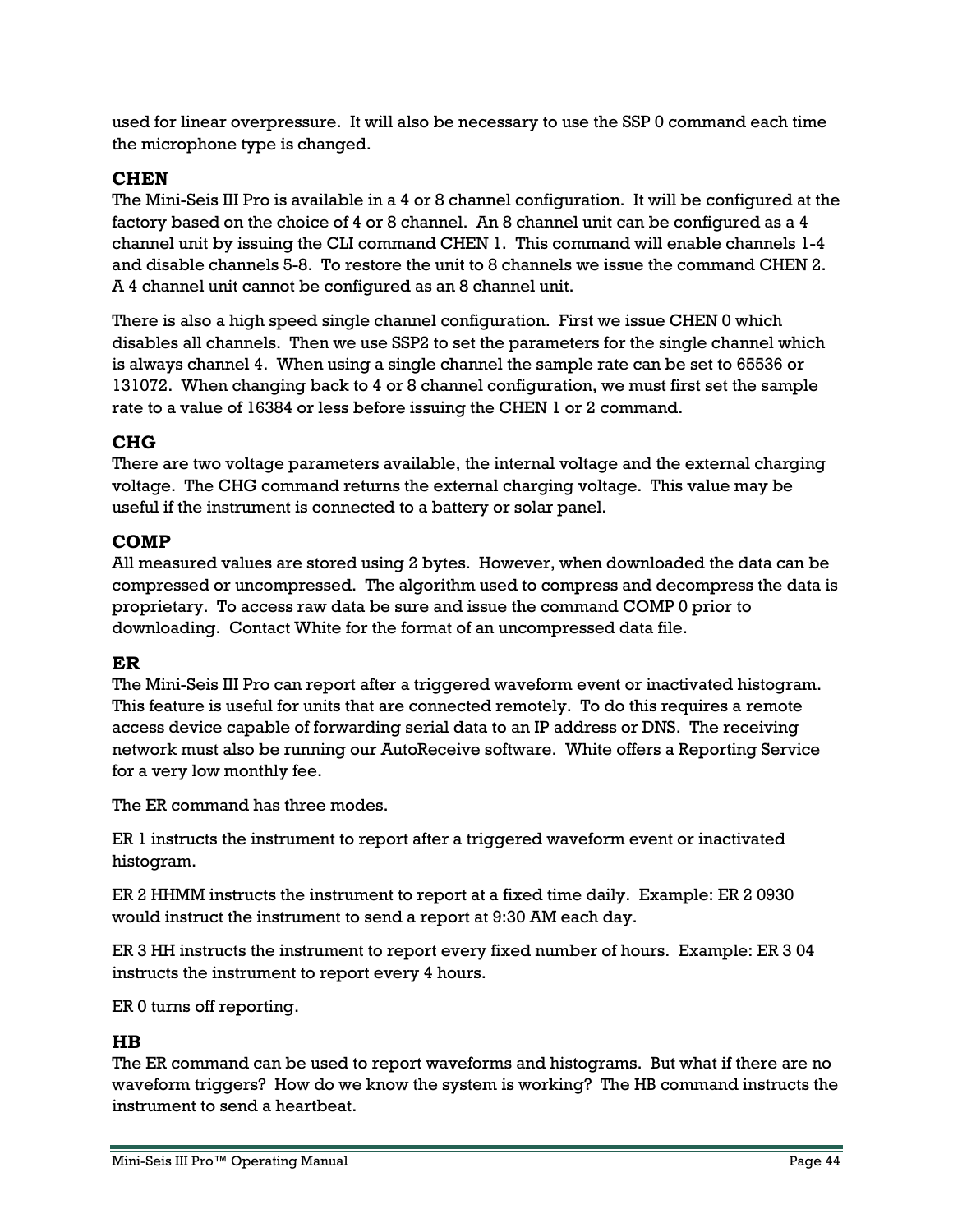used for linear overpressure. It will also be necessary to use the SSP 0 command each time the microphone type is changed.

### CHEN

The Mini-Seis III Pro is available in a 4 or 8 channel configuration. It will be configured at the factory based on the choice of 4 or 8 channel. An 8 channel unit can be configured as a 4 channel unit by issuing the CLI command CHEN 1. This command will enable channels 1-4 and disable channels 5-8. To restore the unit to 8 channels we issue the command CHEN 2. A 4 channel unit cannot be configured as an 8 channel unit.

There is also a high speed single channel configuration. First we issue CHEN 0 which disables all channels. Then we use SSP2 to set the parameters for the single channel which is always channel 4. When using a single channel the sample rate can be set to 65536 or 131072. When changing back to 4 or 8 channel configuration, we must first set the sample rate to a value of 16384 or less before issuing the CHEN 1 or 2 command.

### CHG

There are two voltage parameters available, the internal voltage and the external charging voltage. The CHG command returns the external charging voltage. This value may be useful if the instrument is connected to a battery or solar panel.

### COMP

All measured values are stored using 2 bytes. However, when downloaded the data can be compressed or uncompressed. The algorithm used to compress and decompress the data is proprietary. To access raw data be sure and issue the command COMP 0 prior to downloading. Contact White for the format of an uncompressed data file.

### ER

The Mini-Seis III Pro can report after a triggered waveform event or inactivated histogram. This feature is useful for units that are connected remotely. To do this requires a remote access device capable of forwarding serial data to an IP address or DNS. The receiving network must also be running our AutoReceive software. White offers a Reporting Service for a very low monthly fee.

The ER command has three modes.

ER 1 instructs the instrument to report after a triggered waveform event or inactivated histogram.

ER 2 HHMM instructs the instrument to report at a fixed time daily. Example: ER 2 0930 would instruct the instrument to send a report at 9:30 AM each day.

ER 3 HH instructs the instrument to report every fixed number of hours. Example: ER 3 04 instructs the instrument to report every 4 hours.

ER 0 turns off reporting.

### HB

The ER command can be used to report waveforms and histograms. But what if there are no waveform triggers? How do we know the system is working? The HB command instructs the instrument to send a heartbeat.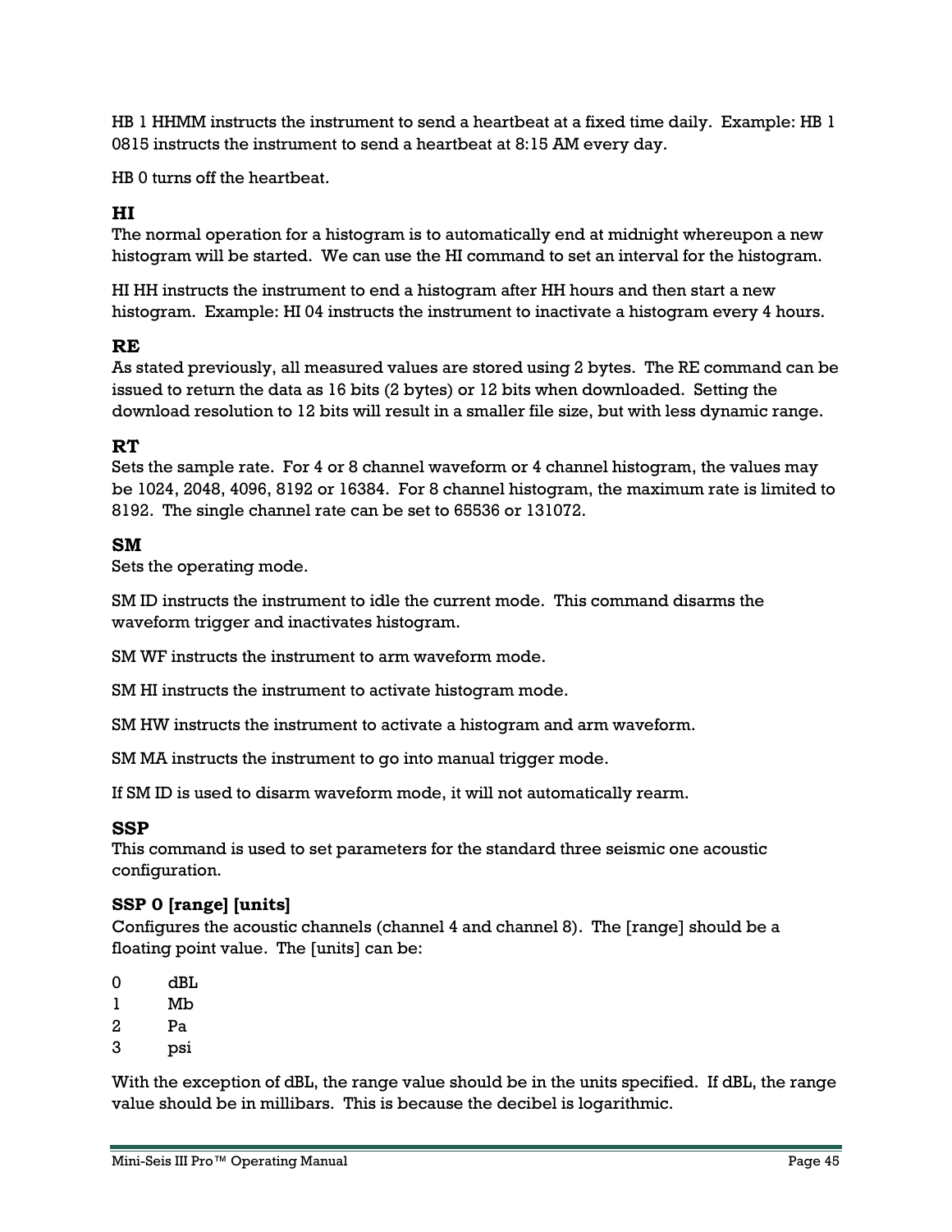HB 1 HHMM instructs the instrument to send a heartbeat at a fixed time daily. Example: HB 1 0815 instructs the instrument to send a heartbeat at 8:15 AM every day.

HB 0 turns off the heartbeat.

### HI

The normal operation for a histogram is to automatically end at midnight whereupon a new histogram will be started. We can use the HI command to set an interval for the histogram.

HI HH instructs the instrument to end a histogram after HH hours and then start a new histogram. Example: HI 04 instructs the instrument to inactivate a histogram every 4 hours.

### RE

As stated previously, all measured values are stored using 2 bytes. The RE command can be issued to return the data as 16 bits (2 bytes) or 12 bits when downloaded. Setting the download resolution to 12 bits will result in a smaller file size, but with less dynamic range.

### RT

Sets the sample rate. For 4 or 8 channel waveform or 4 channel histogram, the values may be 1024, 2048, 4096, 8192 or 16384. For 8 channel histogram, the maximum rate is limited to 8192. The single channel rate can be set to 65536 or 131072.

### SM

Sets the operating mode.

SM ID instructs the instrument to idle the current mode. This command disarms the waveform trigger and inactivates histogram.

SM WF instructs the instrument to arm waveform mode.

SM HI instructs the instrument to activate histogram mode.

SM HW instructs the instrument to activate a histogram and arm waveform.

SM MA instructs the instrument to go into manual trigger mode.

If SM ID is used to disarm waveform mode, it will not automatically rearm.

### SSP

This command is used to set parameters for the standard three seismic one acoustic configuration.

#### SSP 0 [range] [units]

Configures the acoustic channels (channel 4 and channel 8). The [range] should be a floating point value. The [units] can be:

0 dBL
1 Mb
2 Pa
3 psi

With the exception of dBL, the range value should be in the units specified. If dBL, the range value should be in millibars. This is because the decibel is logarithmic.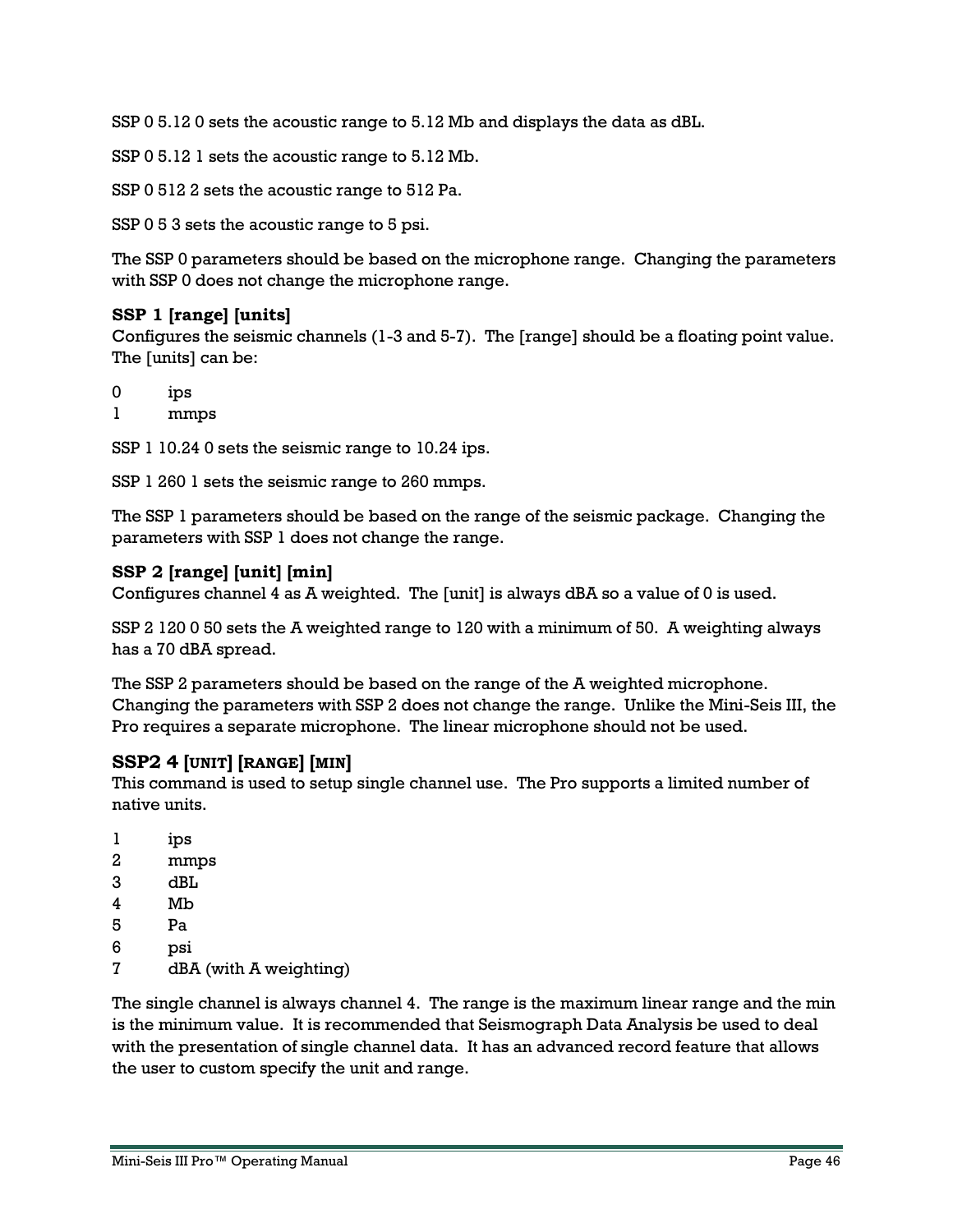SSP 0 5.12 0 sets the acoustic range to 5.12 Mb and displays the data as dBL.

SSP 0 5.12 1 sets the acoustic range to 5.12 Mb.

SSP 0 512 2 sets the acoustic range to 512 Pa.

SSP 0 5 3 sets the acoustic range to 5 psi.

The SSP 0 parameters should be based on the microphone range. Changing the parameters with SSP 0 does not change the microphone range.

### SSP 1 [range] [units]

Configures the seismic channels (1-3 and 5-7). The [range] should be a floating point value. The [units] can be:

0 ips
1 mmps

SSP 1 10.24 0 sets the seismic range to 10.24 ips.

SSP 1 260 1 sets the seismic range to 260 mmps.

The SSP 1 parameters should be based on the range of the seismic package. Changing the parameters with SSP 1 does not change the range.

### SSP 2 [range] [unit] [min]

Configures channel 4 as A weighted. The [unit] is always dBA so a value of 0 is used.

SSP 2 120 0 50 sets the A weighted range to 120 with a minimum of 50. A weighting always has a 70 dBA spread.

The SSP 2 parameters should be based on the range of the A weighted microphone. Changing the parameters with SSP 2 does not change the range. Unlike the Mini-Seis III, the Pro requires a separate microphone. The linear microphone should not be used.

### SSP2 4 [UNIT] [RANGE] [MIN]

This command is used to setup single channel use. The Pro supports a limited number of native units.

1 ips
2 mmps
3 dBL
4 Mb
5 Pa
6 psi
7 dBA (with A weighting)

The single channel is always channel 4. The range is the maximum linear range and the min is the minimum value. It is recommended that Seismograph Data Analysis be used to deal with the presentation of single channel data. It has an advanced record feature that allows the user to custom specify the unit and range.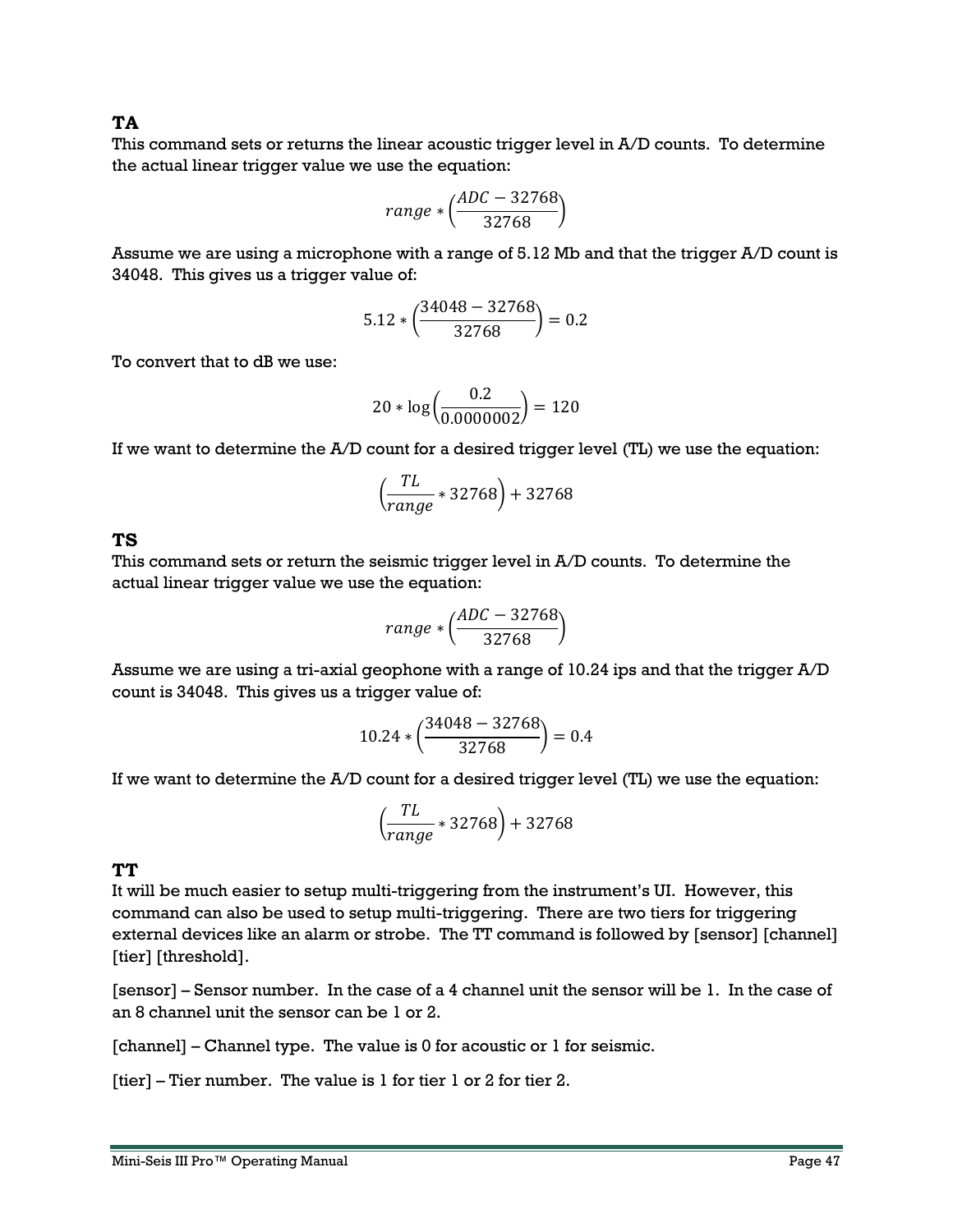## TA

This command sets or returns the linear acoustic trigger level in A/D counts. To determine the actual linear trigger value we use the equation:

$$range * \left(\frac{ADC - 32768}{32768}\right)$$

Assume we are using a microphone with a range of 5.12 Mb and that the trigger A/D count is 34048. This gives us a trigger value of:

$$5.12 * \left(\frac{34048 - 32768}{32768}\right) = 0.2$$

To convert that to dB we use:

$$20 * \log\left(\frac{0.2}{0.0000002}\right) = 120$$

If we want to determine the A/D count for a desired trigger level (TL) we use the equation:

$$\left(\frac{TL}{range} * 32768\right) + 32768$$

## TS

This command sets or return the seismic trigger level in A/D counts. To determine the actual linear trigger value we use the equation:

$$range * \left(\frac{ADC - 32768}{32768}\right)$$

Assume we are using a tri-axial geophone with a range of 10.24 ips and that the trigger A/D count is 34048. This gives us a trigger value of:

$$10.24 * \left(\frac{34048 - 32768}{32768}\right) = 0.4$$

If we want to determine the A/D count for a desired trigger level (TL) we use the equation:

$$\left(\frac{TL}{range} * 32768\right) + 32768$$

## TT

It will be much easier to setup multi-triggering from the instrument's UI. However, this command can also be used to setup multi-triggering. There are two tiers for triggering external devices like an alarm or strobe. The TT command is followed by [sensor] [channel] [tier] [threshold].

[sensor] – Sensor number. In the case of a 4 channel unit the sensor will be 1. In the case of an 8 channel unit the sensor can be 1 or 2.

[channel] – Channel type. The value is 0 for acoustic or 1 for seismic.

[tier] – Tier number. The value is 1 for tier 1 or 2 for tier 2.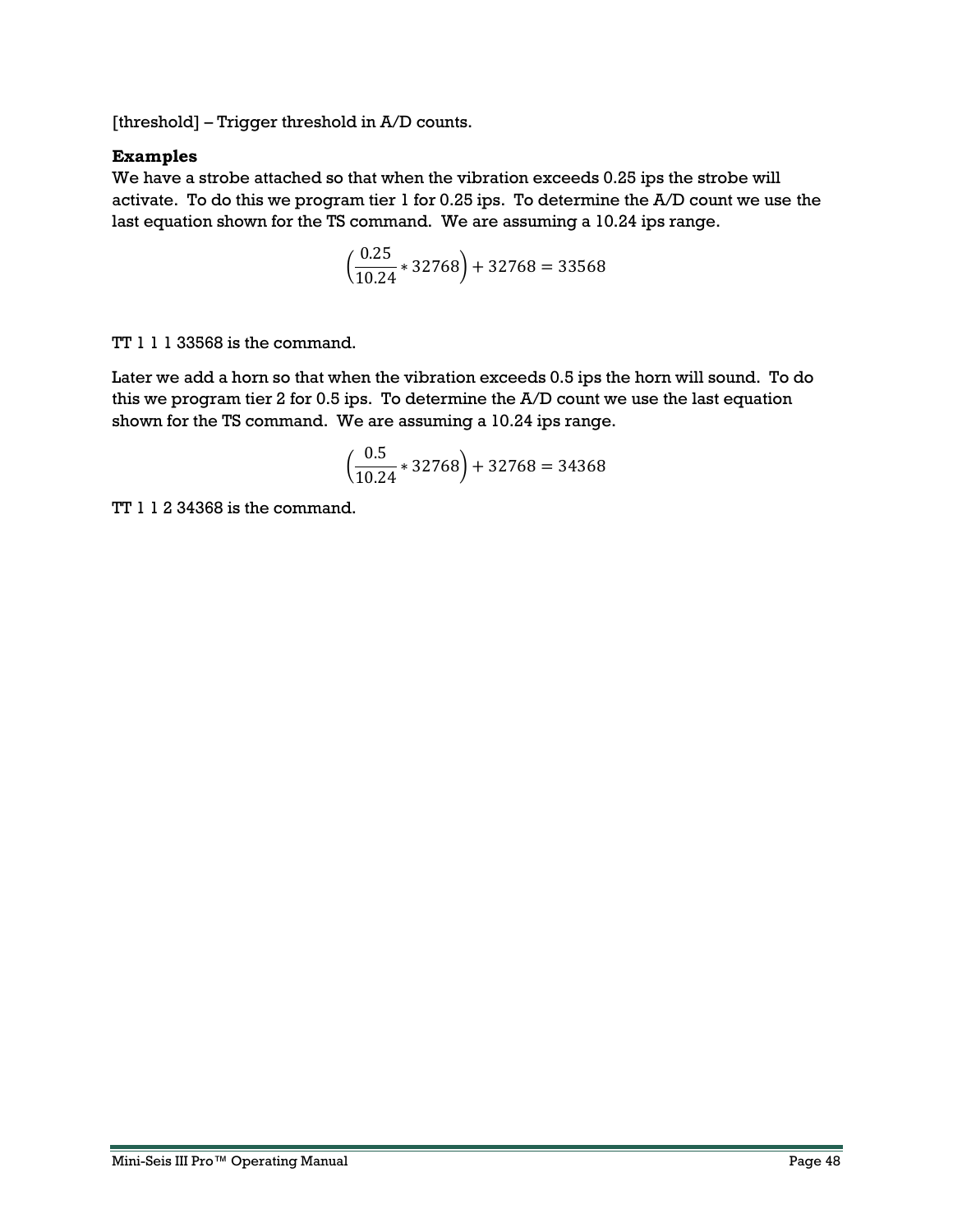[threshold] – Trigger threshold in A/D counts.

**Examples**

We have a strobe attached so that when the vibration exceeds 0.25 ips the strobe will activate. To do this we program tier 1 for 0.25 ips. To determine the A/D count we use the last equation shown for the TS command. We are assuming a 10.24 ips range.

$$\left(\frac{0.25}{10.24} * 32768\right) + 32768 = 33568$$

TT 1 1 1 33568 is the command.

Later we add a horn so that when the vibration exceeds 0.5 ips the horn will sound. To do this we program tier 2 for 0.5 ips. To determine the A/D count we use the last equation shown for the TS command. We are assuming a 10.24 ips range.

$$\left(\frac{0.5}{10.24} * 32768\right) + 32768 = 34368$$

TT 1 1 2 34368 is the command.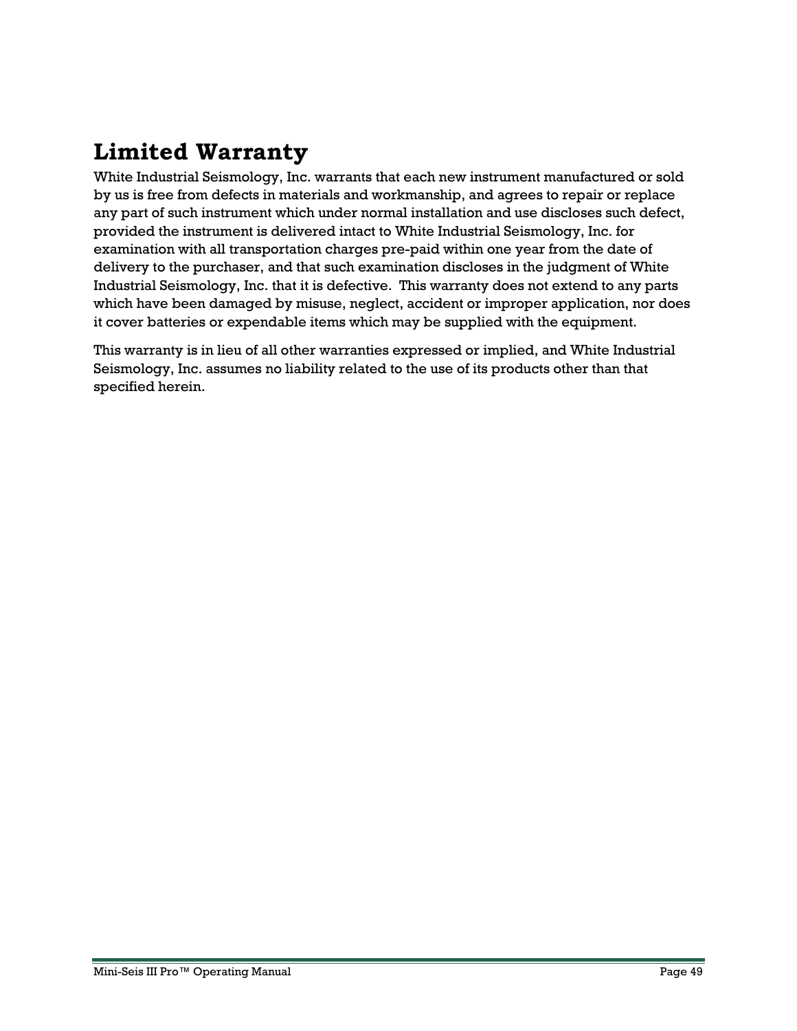# Limited Warranty

White Industrial Seismology, Inc. warrants that each new instrument manufactured or sold by us is free from defects in materials and workmanship, and agrees to repair or replace any part of such instrument which under normal installation and use discloses such defect, provided the instrument is delivered intact to White Industrial Seismology, Inc. for examination with all transportation charges pre-paid within one year from the date of delivery to the purchaser, and that such examination discloses in the judgment of White Industrial Seismology, Inc. that it is defective. This warranty does not extend to any parts which have been damaged by misuse, neglect, accident or improper application, nor does it cover batteries or expendable items which may be supplied with the equipment.

This warranty is in lieu of all other warranties expressed or implied, and White Industrial Seismology, Inc. assumes no liability related to the use of its products other than that specified herein.